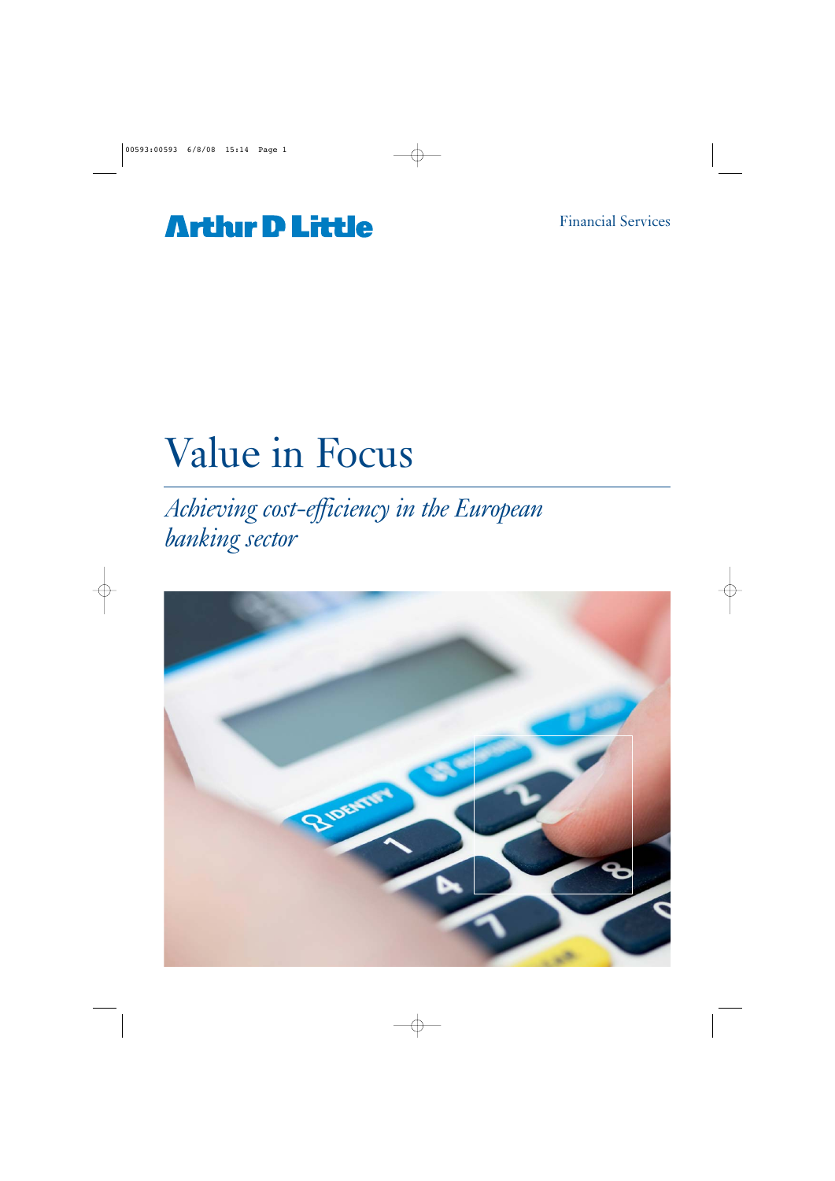Arthur D Little

Financial Services

# Value in Focus

*Achieving cost-efficiency in the European banking sector*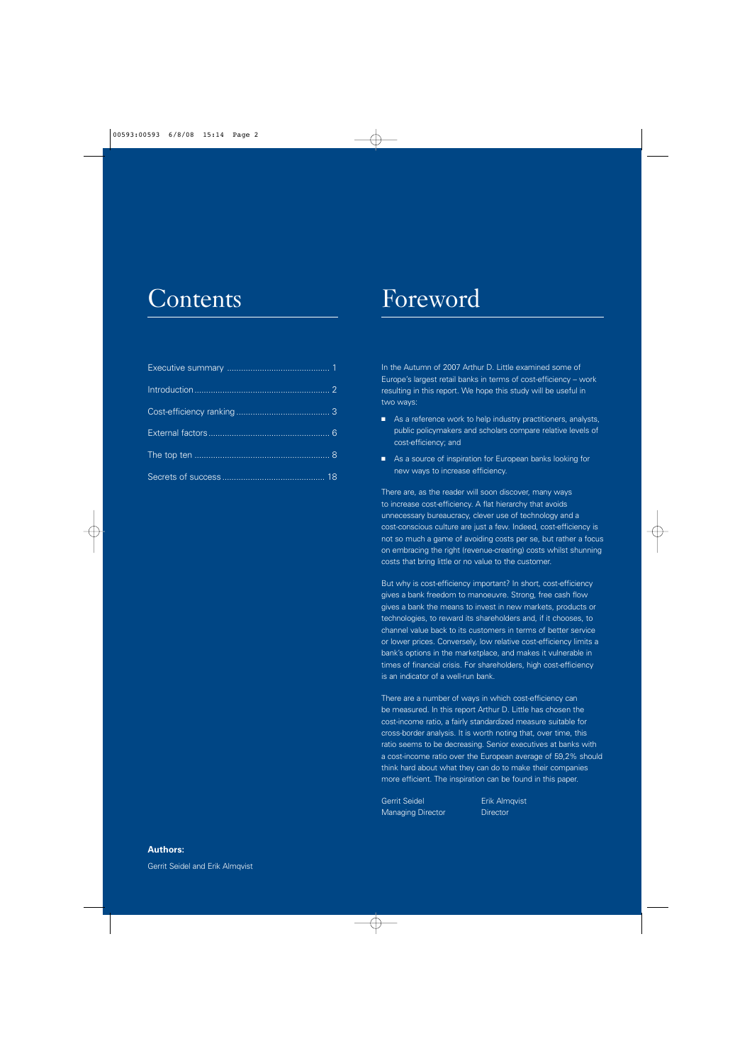# Contents

| | |
|---|---|
| Executive summary | 1 |
| Introduction | 2 |
| Cost-efficiency ranking | 3 |
| External factors | 6 |
| The top ten | 8 |
| Secrets of success | 18 |

# Foreword

In the Autumn of 2007 Arthur D. Little examined some of Europe's largest retail banks in terms of cost-efficiency – work resulting in this report. We hope this study will be useful in two ways:

- As a reference work to help industry practitioners, analysts, public policymakers and scholars compare relative levels of cost-efficiency; and
- As a source of inspiration for European banks looking for new ways to increase efficiency.

There are, as the reader will soon discover, many ways to increase cost-efficiency. A flat hierarchy that avoids unnecessary bureaucracy, clever use of technology and a cost-conscious culture are just a few. Indeed, cost-efficiency is not so much a game of avoiding costs per se, but rather a focus on embracing the right (revenue-creating) costs whilst shunning costs that bring little or no value to the customer.

But why is cost-efficiency important? In short, cost-efficiency gives a bank freedom to manoeuvre. Strong, free cash flow gives a bank the means to invest in new markets, products or technologies, to reward its shareholders and, if it chooses, to channel value back to its customers in terms of better service or lower prices. Conversely, low relative cost-efficiency limits a bank's options in the marketplace, and makes it vulnerable in times of financial crisis. For shareholders, high cost-efficiency is an indicator of a well-run bank.

There are a number of ways in which cost-efficiency can be measured. In this report Arthur D. Little has chosen the cost-income ratio, a fairly standardized measure suitable for cross-border analysis. It is worth noting that, over time, this ratio seems to be decreasing. Senior executives at banks with a cost-income ratio over the European average of 59,2% should think hard about what they can do to make their companies more efficient. The inspiration can be found in this paper.

Gerrit Seidel
Managing Director

Erik Almqvist
Director

**Authors:**

Gerrit Seidel and Erik Almqvist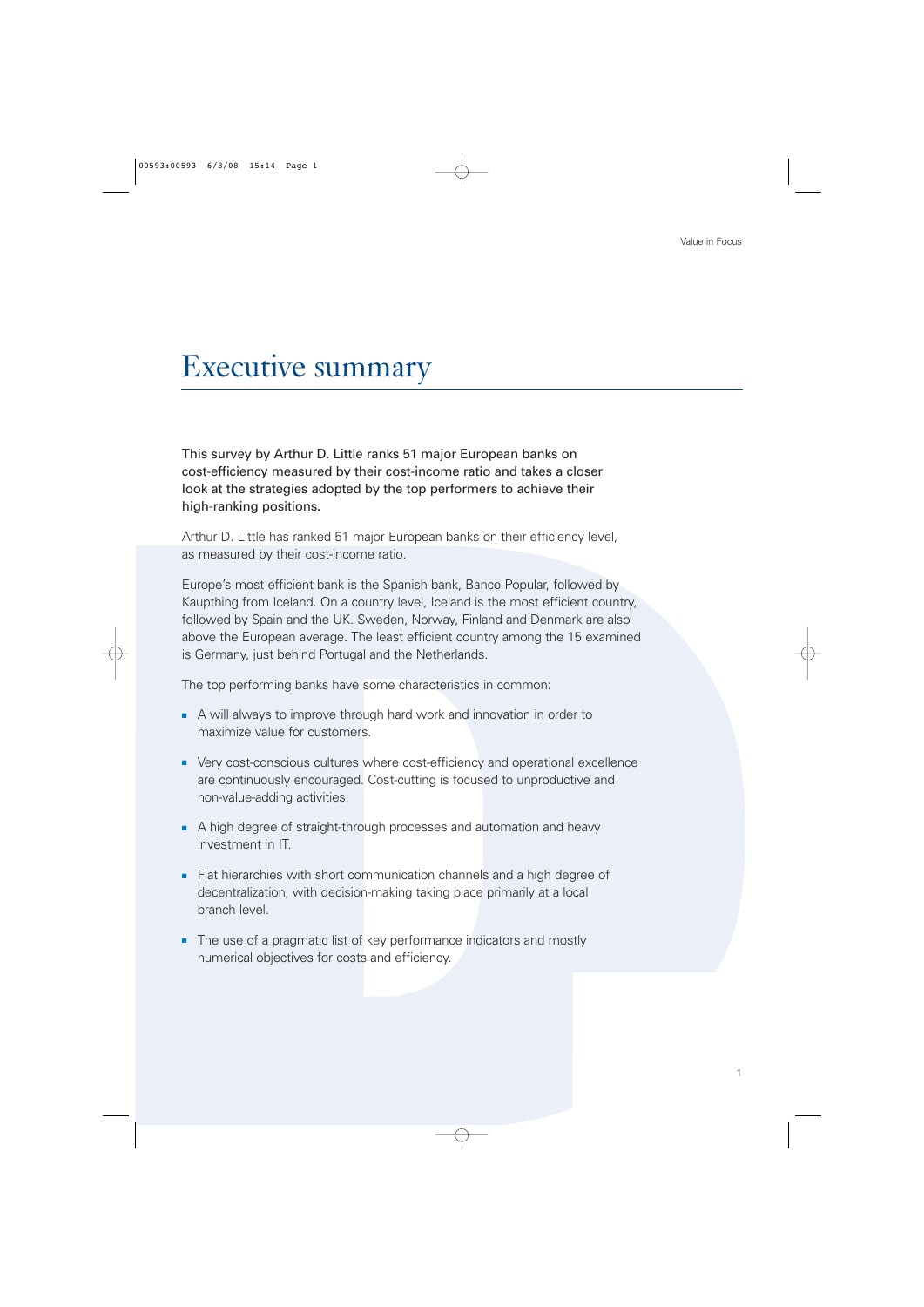# Executive summary

**This survey by Arthur D. Little ranks 51 major European banks on cost-efficiency measured by their cost-income ratio and takes a closer look at the strategies adopted by the top performers to achieve their high-ranking positions.**

Arthur D. Little has ranked 51 major European banks on their efficiency level, as measured by their cost-income ratio.

Europe's most efficient bank is the Spanish bank, Banco Popular, followed by Kaupthing from Iceland. On a country level, Iceland is the most efficient country, followed by Spain and the UK. Sweden, Norway, Finland and Denmark are also above the European average. The least efficient country among the 15 examined is Germany, just behind Portugal and the Netherlands.

The top performing banks have some characteristics in common:

- A will always to improve through hard work and innovation in order to maximize value for customers.
- Very cost-conscious cultures where cost-efficiency and operational excellence are continuously encouraged. Cost-cutting is focused to unproductive and non-value-adding activities.
- A high degree of straight-through processes and automation and heavy investment in IT.
- Flat hierarchies with short communication channels and a high degree of decentralization, with decision-making taking place primarily at a local branch level.
- The use of a pragmatic list of key performance indicators and mostly numerical objectives for costs and efficiency.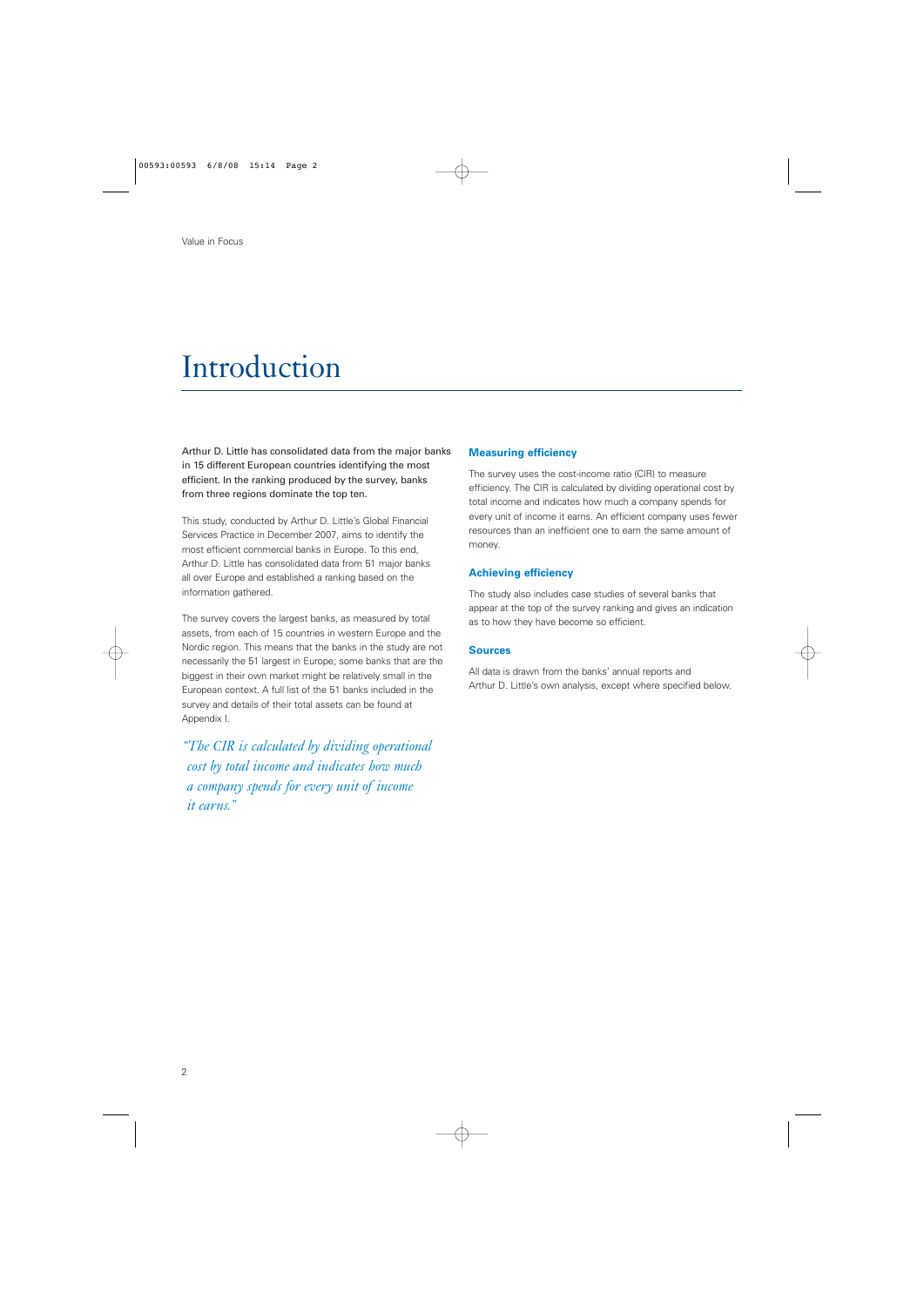# Introduction

Arthur D. Little has consolidated data from the major banks in 15 different European countries identifying the most efficient. In the ranking produced by the survey, banks from three regions dominate the top ten.

This study, conducted by Arthur D. Little's Global Financial Services Practice in December 2007, aims to identify the most efficient commercial banks in Europe. To this end, Arthur D. Little has consolidated data from 51 major banks all over Europe and established a ranking based on the information gathered.

The survey covers the largest banks, as measured by total assets, from each of 15 countries in western Europe and the Nordic region. This means that the banks in the study are not necessarily the 51 largest in Europe; some banks that are the biggest in their own market might be relatively small in the European context. A full list of the 51 banks included in the survey and details of their total assets can be found at Appendix I.

*"The CIR is calculated by dividing operational cost by total income and indicates how much a company spends for every unit of income it earns."*

### Measuring efficiency

The survey uses the cost-income ratio (CIR) to measure efficiency. The CIR is calculated by dividing operational cost by total income and indicates how much a company spends for every unit of income it earns. An efficient company uses fewer resources than an inefficient one to earn the same amount of money.

### Achieving efficiency

The study also includes case studies of several banks that appear at the top of the survey ranking and gives an indication as to how they have become so efficient.

### Sources

All data is drawn from the banks' annual reports and Arthur D. Little's own analysis, except where specified below.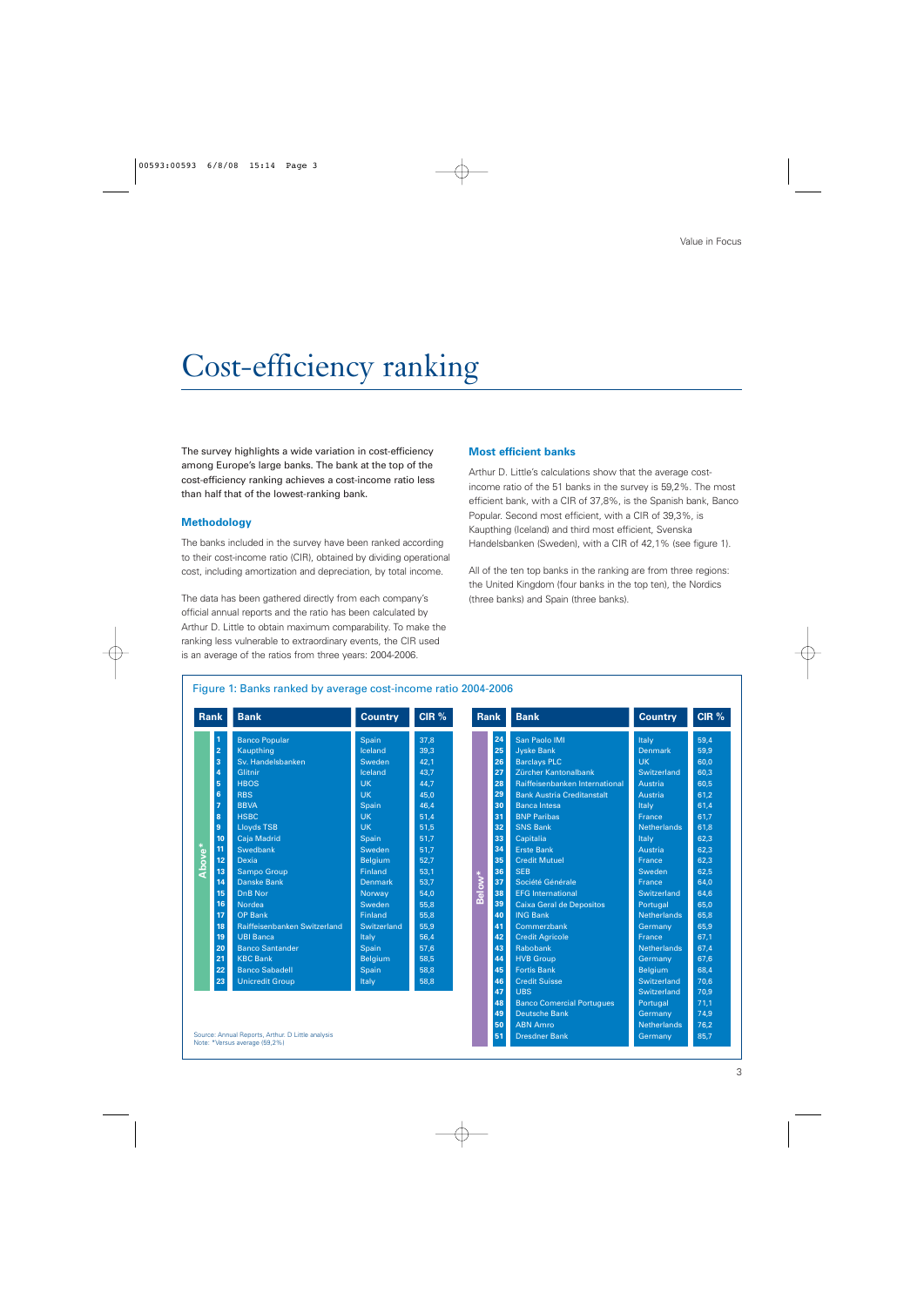# Cost-efficiency ranking

The survey highlights a wide variation in cost-efficiency among Europe's large banks. The bank at the top of the cost-efficiency ranking achieves a cost-income ratio less than half that of the lowest-ranking bank.

### Methodology

The banks included in the survey have been ranked according to their cost-income ratio (CIR), obtained by dividing operational cost, including amortization and depreciation, by total income.

The data has been gathered directly from each company's official annual reports and the ratio has been calculated by Arthur D. Little to obtain maximum comparability. To make the ranking less vulnerable to extraordinary events, the CIR used is an average of the ratios from three years: 2004-2006.

### Most efficient banks

Arthur D. Little's calculations show that the average cost-income ratio of the 51 banks in the survey is 59,2%. The most efficient bank, with a CIR of 37,8%, is the Spanish bank, Banco Popular. Second most efficient, with a CIR of 39,3%, is Kaupthing (Iceland) and third most efficient, Svenska Handelsbanken (Sweden), with a CIR of 42,1% (see figure 1).

All of the ten top banks in the ranking are from three regions: the United Kingdom (four banks in the top ten), the Nordics (three banks) and Spain (three banks).

Figure 1: Banks ranked by average cost-income ratio 2004-2006

| | Rank | Bank | Country | CIR % |
|---|---|---|---|---|
| Above* | 1 | Banco Popular | Spain | 37,8 |
| | 2 | Kaupthing | Iceland | 39,3 |
| | 3 | Sv. Handelsbanken | Sweden | 42,1 |
| | 4 | Glitnir | Iceland | 43,7 |
| | 5 | HBOS | UK | 44,7 |
| | 6 | RBS | UK | 45,0 |
| | 7 | BBVA | Spain | 46,4 |
| | 8 | HSBC | UK | 51,4 |
| | 9 | Lloyds TSB | UK | 51,5 |
| | 10 | Caja Madrid | Spain | 51,7 |
| | 11 | Swedbank | Sweden | 51,7 |
| | 12 | Dexia | Belgium | 52,7 |
| | 13 | Sampo Group | Finland | 53,1 |
| | 14 | Danske Bank | Denmark | 53,7 |
| | 15 | DnB Nor | Norway | 54,0 |
| | 16 | Nordea | Sweden | 55,8 |
| | 17 | OP Bank | Finland | 55,8 |
| | 18 | Raiffeisenbanken Switzerland | Switzerland | 55,9 |
| | 19 | UBI Banca | Italy | 56,4 |
| | 20 | Banco Santander | Spain | 57,6 |
| | 21 | KBC Bank | Belgium | 58,5 |
| | 22 | Banco Sabadell | Spain | 58,8 |
| | 23 | Unicredit Group | Italy | 58,8 |
| Below* | 24 | San Paolo IMI | Italy | 59,4 |
| | 25 | Jyske Bank | Denmark | 59,9 |
| | 26 | Barclays PLC | UK | 60,0 |
| | 27 | Zürcher Kantonalbank | Switzerland | 60,3 |
| | 28 | Raiffeisenbanken International | Austria | 60,5 |
| | 29 | Bank Austria Creditanstalt | Austria | 61,2 |
| | 30 | Banca Intesa | Italy | 61,4 |
| | 31 | BNP Paribas | France | 61,7 |
| | 32 | SNS Bank | Netherlands | 61,8 |
| | 33 | Capitalia | Italy | 62,3 |
| | 34 | Erste Bank | Austria | 62,3 |
| | 35 | Credit Mutuel | France | 62,3 |
| | 36 | SEB | Sweden | 62,5 |
| | 37 | Société Générale | France | 64,0 |
| | 38 | EFG International | Switzerland | 64,6 |
| | 39 | Caixa Geral de Depositos | Portugal | 65,0 |
| | 40 | ING Bank | Netherlands | 65,8 |
| | 41 | Commerzbank | Germany | 65,9 |
| | 42 | Credit Agricole | France | 67,1 |
| | 43 | Rabobank | Netherlands | 67,4 |
| | 44 | HVB Group | Germany | 67,6 |
| | 45 | Fortis Bank | Belgium | 68,4 |
| | 46 | Credit Suisse | Switzerland | 70,6 |
| | 47 | UBS | Switzerland | 70,9 |
| | 48 | Banco Comercial Portugues | Portugal | 71,1 |
| | 49 | Deutsche Bank | Germany | 74,9 |
| | 50 | ABN Amro | Netherlands | 76,2 |
| | 51 | Dresdner Bank | Germany | 85,7 |

Source: Annual Reports, Arthur D Little analysis
Note: *Versus average (59,2%)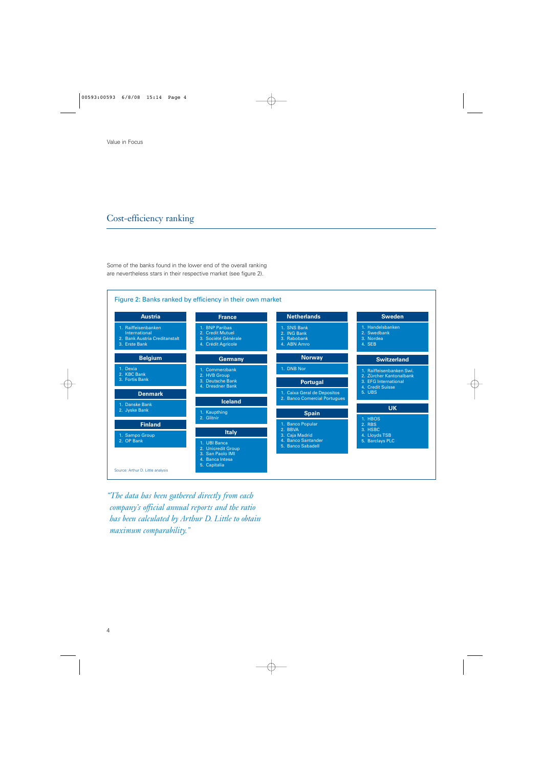# Cost-efficiency ranking

Some of the banks found in the lower end of the overall ranking are nevertheless stars in their respective market (see figure 2).

## Figure 2: Banks ranked by efficiency in their own market

**Austria**
1. Raiffeisenbanken International
2. Bank Austria Creditanstalt
3. Erste Bank

**Belgium**
1. Dexia
2. KBC Bank
3. Fortis Bank

**Denmark**
1. Danske Bank
2. Jyske Bank

**Finland**
1. Sampo Group
2. OP Bank

**France**
1. BNP Paribas
2. Credit Mutuel
3. Société Générale
4. Crédit Agricole

**Germany**
1. Commerzbank
2. HVB Group
3. Deutsche Bank
4. Dresdner Bank

**Iceland**
1. Kaupthing
2. Glitnir

**Italy**
1. UBI Banca
2. Unicredit Group
3. San Paolo IMI
4. Banca Intesa
5. Capitalia

**Netherlands**
1. SNS Bank
2. ING Bank
3. Rabobank
4. ABN Amro

**Norway**
1. DNB Nor

**Portugal**
1. Caixa Geral de Depositos
2. Banco Comercial Portugues

**Spain**
1. Banco Popular
2. BBVA
3. Caja Madrid
4. Banco Santander
5. Banco Sabadell

**Sweden**
1. Handelsbanken
2. Swedbank
3. Nordea
4. SEB

**Switzerland**
1. Raiffeisenbanken Swi.
2. Zürcher Kantonalbank
3. EFG International
4. Credit Suisse
5. UBS

**UK**
1. HBOS
2. RBS
3. HSBC
4. Lloyds TSB
5. Barclays PLC

Source: Arthur D. Little analysis

*"The data has been gathered directly from each company's official annual reports and the ratio has been calculated by Arthur D. Little to obtain maximum comparability."*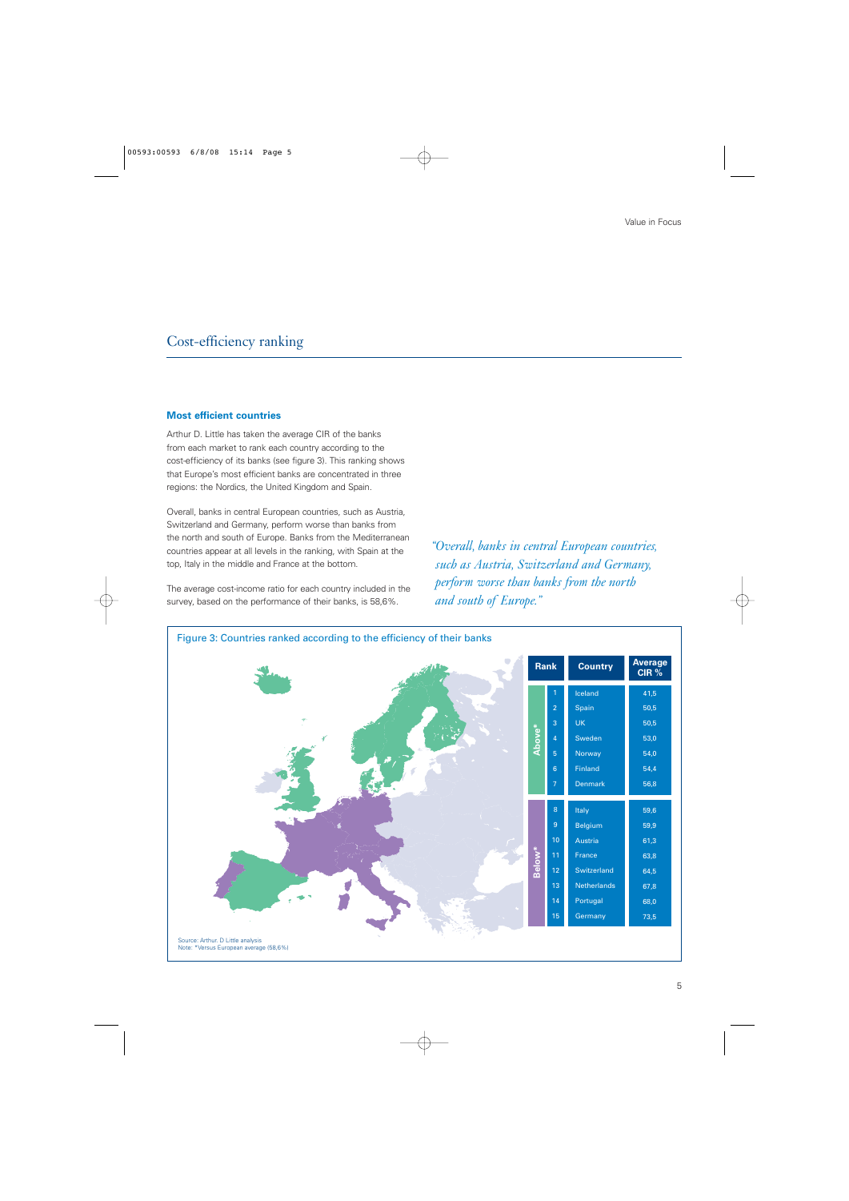## Cost-efficiency ranking

### Most efficient countries

Arthur D. Little has taken the average CIR of the banks from each market to rank each country according to the cost-efficiency of its banks (see figure 3). This ranking shows that Europe's most efficient banks are concentrated in three regions: the Nordics, the United Kingdom and Spain.

Overall, banks in central European countries, such as Austria, Switzerland and Germany, perform worse than banks from the north and south of Europe. Banks from the Mediterranean countries appear at all levels in the ranking, with Spain at the top, Italy in the middle and France at the bottom.

The average cost-income ratio for each country included in the survey, based on the performance of their banks, is 58,6%.

*"Overall, banks in central European countries, such as Austria, Switzerland and Germany, perform worse than banks from the north and south of Europe."*

Figure 3: Countries ranked according to the efficiency of their banks

| | Rank | Country | Average CIR % |
|---|---|---|---|
| Above* | 1 | Iceland | 41,5 |
| | 2 | Spain | 50,5 |
| | 3 | UK | 50,5 |
| | 4 | Sweden | 53,0 |
| | 5 | Norway | 54,0 |
| | 6 | Finland | 54,4 |
| | 7 | Denmark | 56,8 |
| Below* | 8 | Italy | 59,6 |
| | 9 | Belgium | 59,9 |
| | 10 | Austria | 61,3 |
| | 11 | France | 63,8 |
| | 12 | Switzerland | 64,5 |
| | 13 | Netherlands | 67,8 |
| | 14 | Portugal | 68,0 |
| | 15 | Germany | 73,5 |

Source: Arthur. D Little analysis
Note: *Versus European average (58,6%)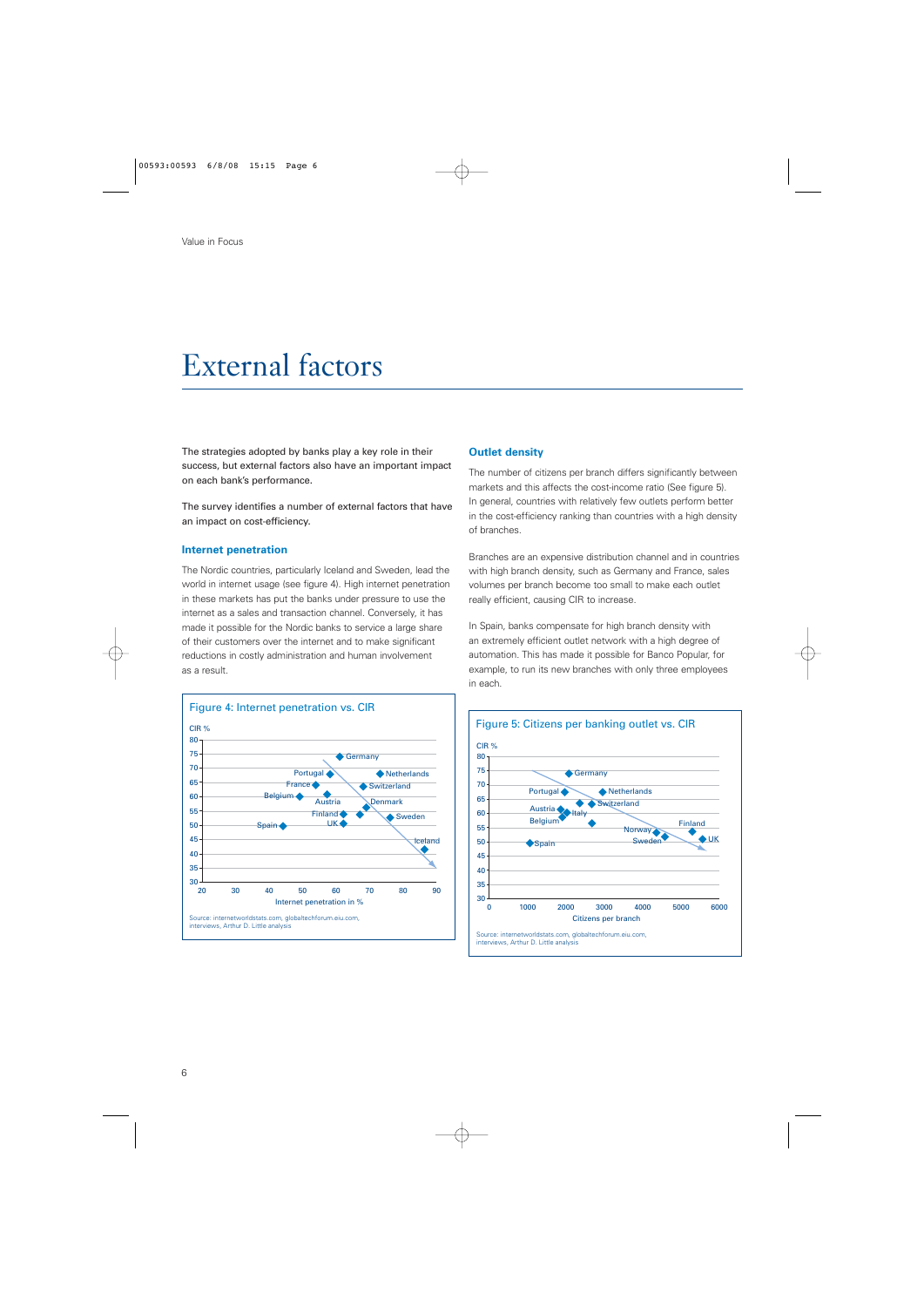# External factors

The strategies adopted by banks play a key role in their success, but external factors also have an important impact on each bank's performance.

The survey identifies a number of external factors that have an impact on cost-efficiency.

### Internet penetration

The Nordic countries, particularly Iceland and Sweden, lead the world in internet usage (see figure 4). High internet penetration in these markets has put the banks under pressure to use the internet as a sales and transaction channel. Conversely, it has made it possible for the Nordic banks to service a large share of their customers over the internet and to make significant reductions in costly administration and human involvement as a result.

Figure 4: Internet penetration vs. CIR

Source: internetworldstats.com, globaltechforum.eiu.com, interviews, Arthur D. Little analysis

### Outlet density

The number of citizens per branch differs significantly between markets and this affects the cost-income ratio (See figure 5). In general, countries with relatively few outlets perform better in the cost-efficiency ranking than countries with a high density of branches.

Branches are an expensive distribution channel and in countries with high branch density, such as Germany and France, sales volumes per branch become too small to make each outlet really efficient, causing CIR to increase.

In Spain, banks compensate for high branch density with an extremely efficient outlet network with a high degree of automation. This has made it possible for Banco Popular, for example, to run its new branches with only three employees in each.

Figure 5: Citizens per banking outlet vs. CIR

Source: internetworldstats.com, globaltechforum.eiu.com, interviews, Arthur D. Little analysis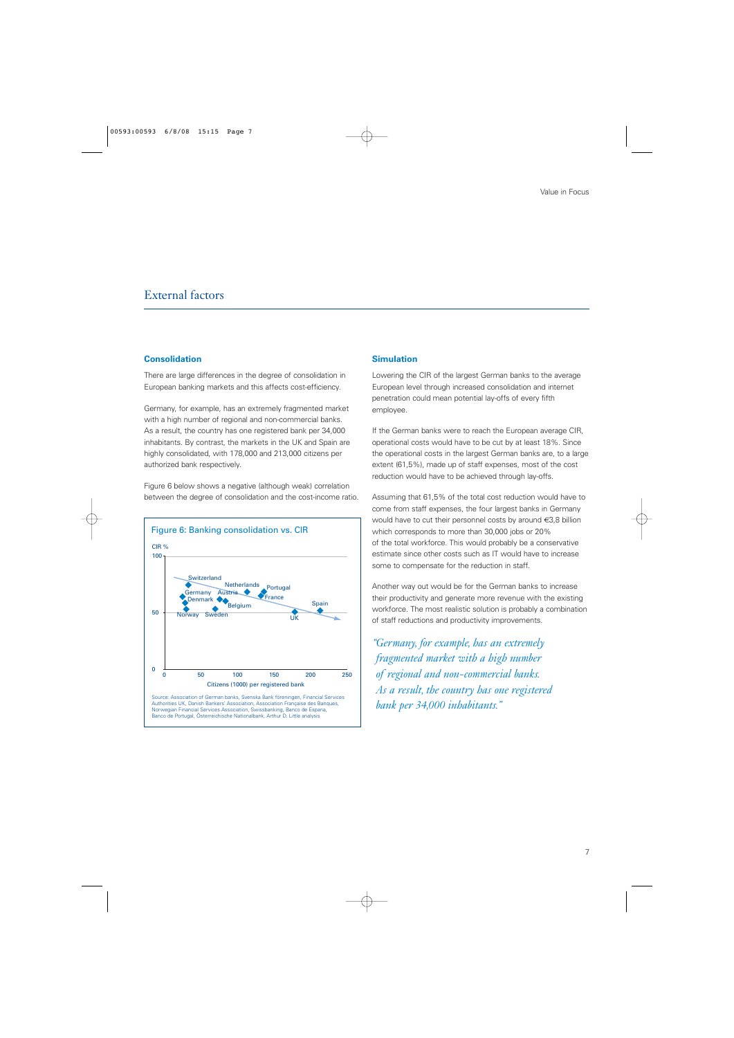# External factors

## Consolidation

There are large differences in the degree of consolidation in European banking markets and this affects cost-efficiency.

Germany, for example, has an extremely fragmented market with a high number of regional and non-commercial banks. As a result, the country has one registered bank per 34,000 inhabitants. By contrast, the markets in the UK and Spain are highly consolidated, with 178,000 and 213,000 citizens per authorized bank respectively.

Figure 6 below shows a negative (although weak) correlation between the degree of consolidation and the cost-income ratio.

Figure 6: Banking consolidation vs. CIR

Source: Association of German banks, Svenska Bank föreningen, Financial Services Authorities UK, Danish Bankers' Association, Association Française des Banques, Norwegian Financial Services Association, Swissbanking, Banco de Espana, Banco de Portugal, Österreichische Nationalbank, Arthur D. Little analysis

## Simulation

Lowering the CIR of the largest German banks to the average European level through increased consolidation and internet penetration could mean potential lay-offs of every fifth employee.

If the German banks were to reach the European average CIR, operational costs would have to be cut by at least 18%. Since the operational costs in the largest German banks are, to a large extent (61,5%), made up of staff expenses, most of the cost reduction would have to be achieved through lay-offs.

Assuming that 61,5% of the total cost reduction would have to come from staff expenses, the four largest banks in Germany would have to cut their personnel costs by around €3,8 billion which corresponds to more than 30,000 jobs or 20% of the total workforce. This would probably be a conservative estimate since other costs such as IT would have to increase some to compensate for the reduction in staff.

Another way out would be for the German banks to increase their productivity and generate more revenue with the existing workforce. The most realistic solution is probably a combination of staff reductions and productivity improvements.

*"Germany, for example, has an extremely fragmented market with a high number of regional and non-commercial banks. As a result, the country has one registered bank per 34,000 inhabitants."*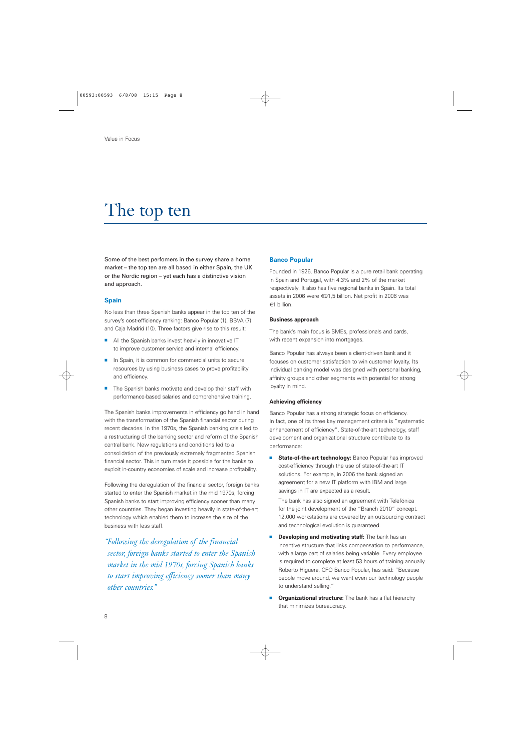# The top ten

Some of the best perfomers in the survey share a home market – the top ten are all based in either Spain, the UK or the Nordic region – yet each has a distinctive vision and approach.

## Spain

No less than three Spanish banks appear in the top ten of the survey's cost-efficiency ranking: Banco Popular (1), BBVA (7) and Caja Madrid (10). Three factors give rise to this result:

- All the Spanish banks invest heavily in innovative IT to improve customer service and internal efficiency.
- In Spain, it is common for commercial units to secure resources by using business cases to prove profitability and efficiency.
- The Spanish banks motivate and develop their staff with performance-based salaries and comprehensive training.

The Spanish banks improvements in efficiency go hand in hand with the transformation of the Spanish financial sector during recent decades. In the 1970s, the Spanish banking crisis led to a restructuring of the banking sector and reform of the Spanish central bank. New regulations and conditions led to a consolidation of the previously extremely fragmented Spanish financial sector. This in turn made it possible for the banks to exploit in-country economies of scale and increase profitability.

Following the deregulation of the financial sector, foreign banks started to enter the Spanish market in the mid 1970s, forcing Spanish banks to start improving efficiency sooner than many other countries. They began investing heavily in state-of-the-art technology which enabled them to increase the size of the business with less staff.

*"Following the deregulation of the financial sector, foreign banks started to enter the Spanish market in the mid 1970s, forcing Spanish banks to start improving efficiency sooner than many other countries."*

## Banco Popular

Founded in 1926, Banco Popular is a pure retail bank operating in Spain and Portugal, with 4.3% and 2% of the market respectively. It also has five regional banks in Spain. Its total assets in 2006 were €91,5 billion. Net profit in 2006 was €1 billion.

### Business approach

The bank's main focus is SMEs, professionals and cards, with recent expansion into mortgages.

Banco Popular has always been a client-driven bank and it focuses on customer satisfaction to win customer loyalty. Its individual banking model was designed with personal banking, affinity groups and other segments with potential for strong loyalty in mind.

### Achieving efficiency

Banco Popular has a strong strategic focus on efficiency. In fact, one of its three key management criteria is "systematic enhancement of efficiency". State-of-the-art technology, staff development and organizational structure contribute to its performance:

- **State-of-the-art technology:** Banco Popular has improved cost-efficiency through the use of state-of-the-art IT solutions. For example, in 2006 the bank signed an agreement for a new IT platform with IBM and large savings in IT are expected as a result.

  The bank has also signed an agreement with Telefónica for the joint development of the "Branch 2010" concept. 12,000 workstations are covered by an outsourcing contract and technological evolution is guaranteed.

- **Developing and motivating staff:** The bank has an incentive structure that links compensation to performance, with a large part of salaries being variable. Every employee is required to complete at least 53 hours of training annually. Roberto Higuera, CFO Banco Popular, has said: "Because people move around, we want even our technology people to understand selling."

- **Organizational structure:** The bank has a flat hierarchy that minimizes bureaucracy.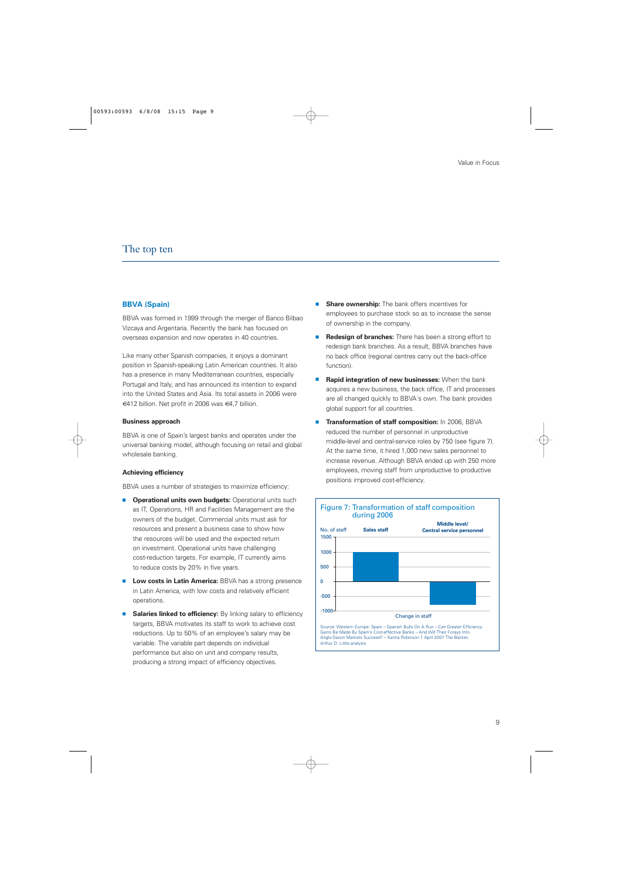# The top ten

## BBVA (Spain)

BBVA was formed in 1999 through the merger of Banco Bilbao Vizcaya and Argentaria. Recently the bank has focused on overseas expansion and now operates in 40 countries.

Like many other Spanish companies, it enjoys a dominant position in Spanish-speaking Latin American countries. It also has a presence in many Mediterranean countries, especially Portugal and Italy, and has announced its intention to expand into the United States and Asia. Its total assets in 2006 were €412 billion. Net profit in 2006 was €4,7 billion.

### Business approach

BBVA is one of Spain's largest banks and operates under the universal banking model, although focusing on retail and global wholesale banking.

### Achieving efficiency

BBVA uses a number of strategies to maximize efficiency:

- **Operational units own budgets:** Operational units such as IT, Operations, HR and Facilities Management are the owners of the budget. Commercial units must ask for resources and present a business case to show how the resources will be used and the expected return on investment. Operational units have challenging cost-reduction targets. For example, IT currently aims to reduce costs by 20% in five years.
- **Low costs in Latin America:** BBVA has a strong presence in Latin America, with low costs and relatively efficient operations.
- **Salaries linked to efficiency:** By linking salary to efficiency targets, BBVA motivates its staff to work to achieve cost reductions. Up to 50% of an employee's salary may be variable. The variable part depends on individual performance but also on unit and company results, producing a strong impact of efficiency objectives.
- **Share ownership:** The bank offers incentives for employees to purchase stock so as to increase the sense of ownership in the company.
- **Redesign of branches:** There has been a strong effort to redesign bank branches. As a result, BBVA branches have no back office (regional centres carry out the back-office function).
- **Rapid integration of new businesses:** When the bank acquires a new business, the back office, IT and processes are all changed quickly to BBVA´s own. The bank provides global support for all countries.
- **Transformation of staff composition:** In 2006, BBVA reduced the number of personnel in unproductive middle-level and central-service roles by 750 (see figure 7). At the same time, it hired 1,000 new sales personnel to increase revenue. Although BBVA ended up with 250 more employees, moving staff from unproductive to productive positions improved cost-efficiency.

**Figure 7: Transformation of staff composition during 2006**

| Change in staff (No. of staff) | Sales staff | Middle level/ Central service personnel |
|---|---|---|
| Change | 1000 | -750 |

Source: Western Europe: Spain – Spanish Bulls On A Run – Can Greater Efficiency Gains Be Made By Spain's Cost-effective Banks – And Will Their Forays Into Anglo-Saxon Markets Succeed? – Karina Robinson 1 April 2007 The Banker, Arthur D. Little analysis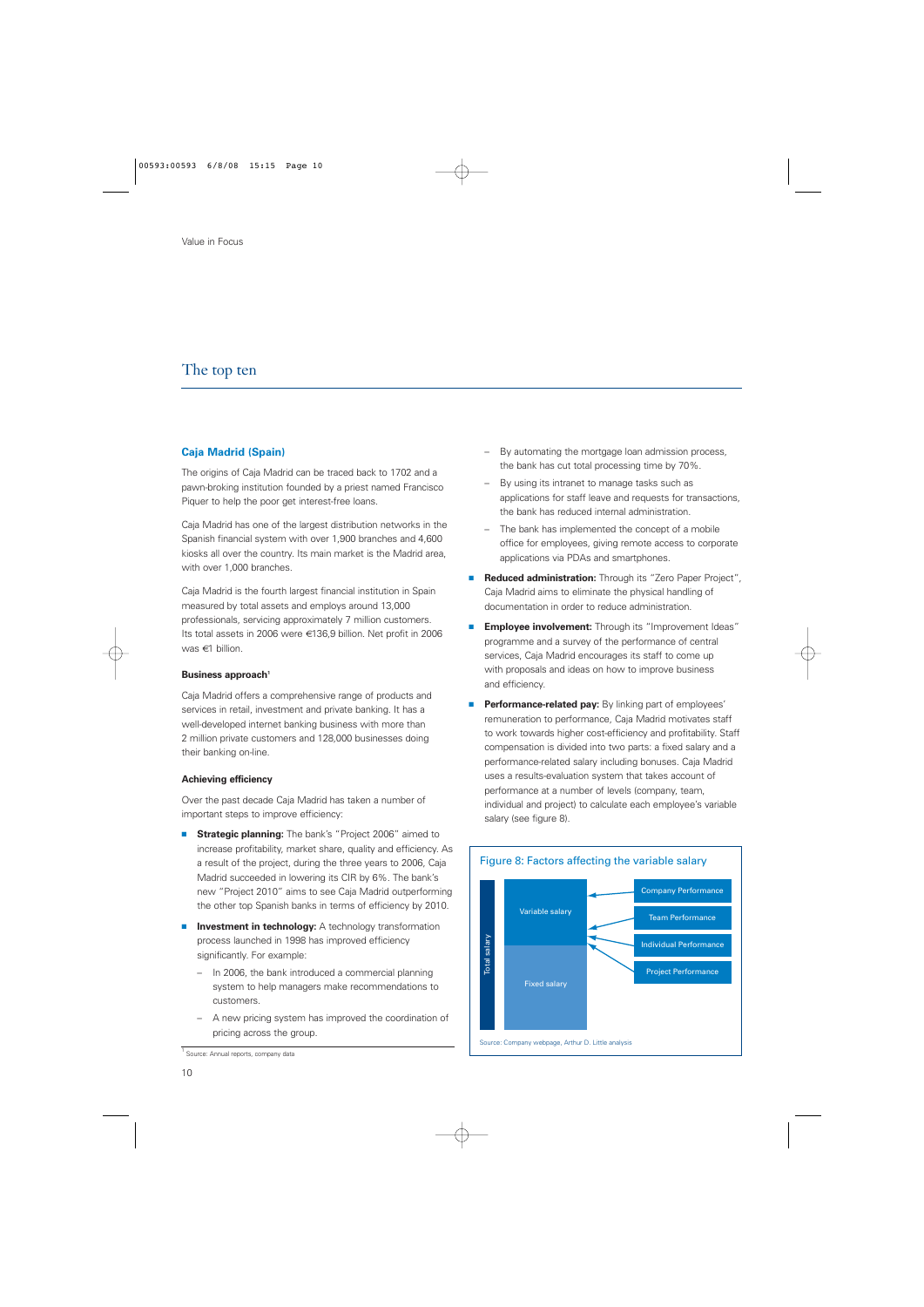## The top ten

### Caja Madrid (Spain)

The origins of Caja Madrid can be traced back to 1702 and a pawn-broking institution founded by a priest named Francisco Piquer to help the poor get interest-free loans.

Caja Madrid has one of the largest distribution networks in the Spanish financial system with over 1,900 branches and 4,600 kiosks all over the country. Its main market is the Madrid area, with over 1,000 branches.

Caja Madrid is the fourth largest financial institution in Spain measured by total assets and employs around 13,000 professionals, servicing approximately 7 million customers. Its total assets in 2006 were €136,9 billion. Net profit in 2006 was €1 billion.

#### Business approach[1]

Caja Madrid offers a comprehensive range of products and services in retail, investment and private banking. It has a well-developed internet banking business with more than 2 million private customers and 128,000 businesses doing their banking on-line.

#### Achieving efficiency

Over the past decade Caja Madrid has taken a number of important steps to improve efficiency:

- **Strategic planning:** The bank's "Project 2006" aimed to increase profitability, market share, quality and efficiency. As a result of the project, during the three years to 2006, Caja Madrid succeeded in lowering its CIR by 6%. The bank's new "Project 2010" aims to see Caja Madrid outperforming the other top Spanish banks in terms of efficiency by 2010.
- **Investment in technology:** A technology transformation process launched in 1998 has improved efficiency significantly. For example:
  - In 2006, the bank introduced a commercial planning system to help managers make recommendations to customers.
  - A new pricing system has improved the coordination of pricing across the group.
  - By automating the mortgage loan admission process, the bank has cut total processing time by 70%.
  - By using its intranet to manage tasks such as applications for staff leave and requests for transactions, the bank has reduced internal administration.
  - The bank has implemented the concept of a mobile office for employees, giving remote access to corporate applications via PDAs and smartphones.
- **Reduced administration:** Through its "Zero Paper Project", Caja Madrid aims to eliminate the physical handling of documentation in order to reduce administration.
- **Employee involvement:** Through its "Improvement Ideas" programme and a survey of the performance of central services, Caja Madrid encourages its staff to come up with proposals and ideas on how to improve business and efficiency.
- **Performance-related pay:** By linking part of employees' remuneration to performance, Caja Madrid motivates staff to work towards higher cost-efficiency and profitability. Staff compensation is divided into two parts: a fixed salary and a performance-related salary including bonuses. Caja Madrid uses a results-evaluation system that takes account of performance at a number of levels (company, team, individual and project) to calculate each employee's variable salary (see figure 8).

**Figure 8: Factors affecting the variable salary**

Total salary: Variable salary / Fixed salary

Variable salary ← Company Performance, Team Performance, Individual Performance, Project Performance

Source: Company webpage, Arthur D. Little analysis

[1] Source: Annual reports, company data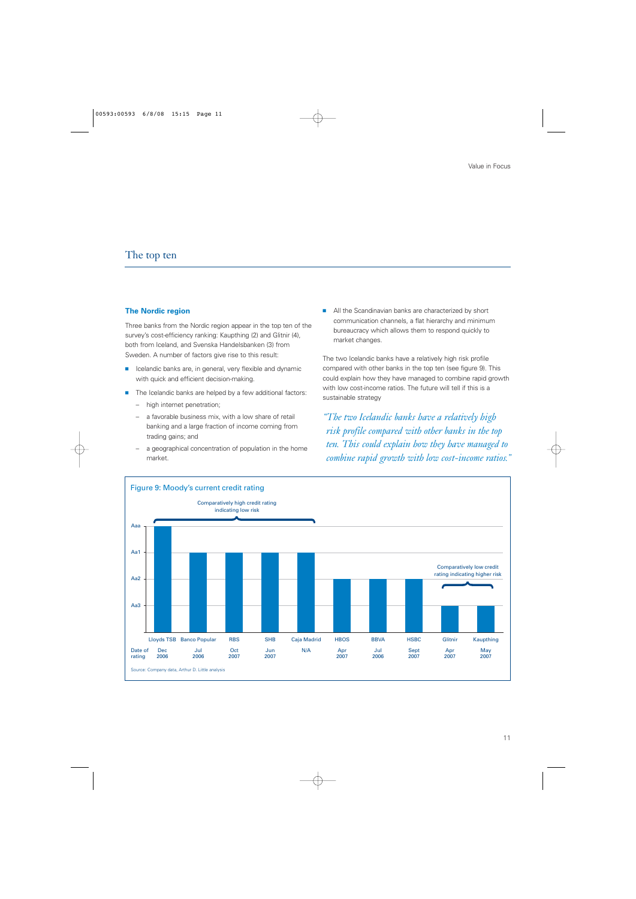# The top ten

## The Nordic region

Three banks from the Nordic region appear in the top ten of the survey's cost-efficiency ranking: Kaupthing (2) and Glitnir (4), both from Iceland, and Svenska Handelsbanken (3) from Sweden. A number of factors give rise to this result:

- Icelandic banks are, in general, very flexible and dynamic with quick and efficient decision-making.
- The Icelandic banks are helped by a few additional factors:
  - high internet penetration;
  - a favorable business mix, with a low share of retail banking and a large fraction of income coming from trading gains; and
  - a geographical concentration of population in the home market.
- All the Scandinavian banks are characterized by short communication channels, a flat hierarchy and minimum bureaucracy which allows them to respond quickly to market changes.

The two Icelandic banks have a relatively high risk profile compared with other banks in the top ten (see figure 9). This could explain how they have managed to combine rapid growth with low cost-income ratios. The future will tell if this is a sustainable strategy

*"The two Icelandic banks have a relatively high risk profile compared with other banks in the top ten. This could explain how they have managed to combine rapid growth with low cost-income ratios."*

### Figure 9: Moody's current credit rating

| Bank | Moody's rating | Date of rating |
|---|---|---|
| Lloyds TSB | Aaa | Dec 2006 |
| Banco Popular | Aa1 | Jul 2006 |
| RBS | Aa1 | Oct 2007 |
| SHB | Aa1 | Jun 2007 |
| Caja Madrid | Aa1 | N/A |
| HBOS | Aa2 | Apr 2007 |
| BBVA | Aa2 | Jul 2006 |
| HSBC | Aa2 | Sept 2007 |
| Glitnir | Aa3 | Apr 2007 |
| Kaupthing | Aa3 | May 2007 |

Comparatively high credit rating indicating low risk (Lloyds TSB, Banco Popular, RBS, SHB, Caja Madrid)

Comparatively low credit rating indicating higher risk (Glitnir, Kaupthing)

Source: Company data, Arthur D. Little analysis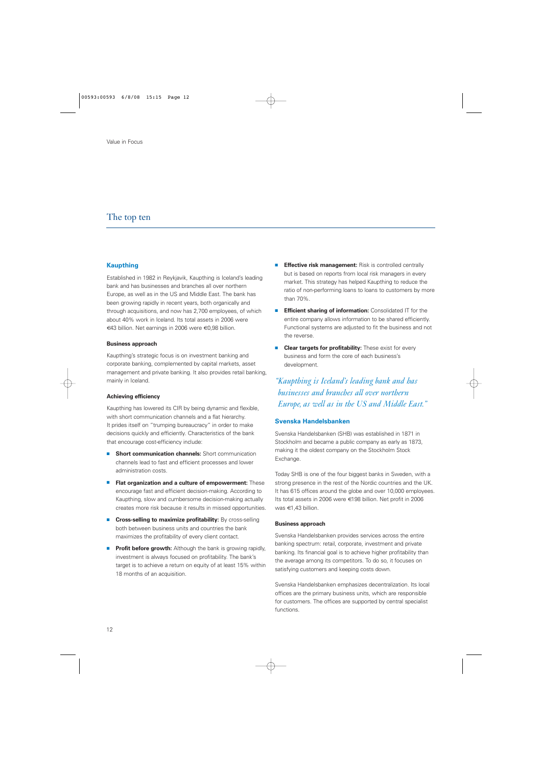# The top ten

## Kaupthing

Established in 1982 in Reykjavik, Kaupthing is Iceland's leading bank and has businesses and branches all over northern Europe, as well as in the US and Middle East. The bank has been growing rapidly in recent years, both organically and through acquisitions, and now has 2,700 employees, of which about 40% work in Iceland. Its total assets in 2006 were €43 billion. Net earnings in 2006 were €0,98 billion.

### Business approach

Kaupthing's strategic focus is on investment banking and corporate banking, complemented by capital markets, asset management and private banking. It also provides retail banking, mainly in Iceland.

### Achieving efficiency

Kaupthing has lowered its CIR by being dynamic and flexible, with short communication channels and a flat hierarchy. It prides itself on "trumping bureaucracy" in order to make decisions quickly and efficiently. Characteristics of the bank that encourage cost-efficiency include:

- **Short communication channels:** Short communication channels lead to fast and efficient processes and lower administration costs.
- **Flat organization and a culture of empowerment:** These encourage fast and efficient decision-making. According to Kaupthing, slow and cumbersome decision-making actually creates more risk because it results in missed opportunities.
- **Cross-selling to maximize profitability:** By cross-selling both between business units and countries the bank maximizes the profitability of every client contact.
- **Profit before growth:** Although the bank is growing rapidly, investment is always focused on profitability. The bank's target is to achieve a return on equity of at least 15% within 18 months of an acquisition.
- **Effective risk management:** Risk is controlled centrally but is based on reports from local risk managers in every market. This strategy has helped Kaupthing to reduce the ratio of non-performing loans to loans to customers by more than 70%.
- **Efficient sharing of information:** Consolidated IT for the entire company allows information to be shared efficiently. Functional systems are adjusted to fit the business and not the reverse.
- **Clear targets for profitability:** These exist for every business and form the core of each business's development.

*"Kaupthing is Iceland's leading bank and has businesses and branches all over northern Europe, as well as in the US and Middle East."*

## Svenska Handelsbanken

Svenska Handelsbanken (SHB) was established in 1871 in Stockholm and became a public company as early as 1873, making it the oldest company on the Stockholm Stock Exchange.

Today SHB is one of the four biggest banks in Sweden, with a strong presence in the rest of the Nordic countries and the UK. It has 615 offices around the globe and over 10,000 employees. Its total assets in 2006 were €198 billion. Net profit in 2006 was €1,43 billion.

### Business approach

Svenska Handelsbanken provides services across the entire banking spectrum: retail, corporate, investment and private banking. Its financial goal is to achieve higher profitability than the average among its competitors. To do so, it focuses on satisfying customers and keeping costs down.

Svenska Handelsbanken emphasizes decentralization. Its local offices are the primary business units, which are responsible for customers. The offices are supported by central specialist functions.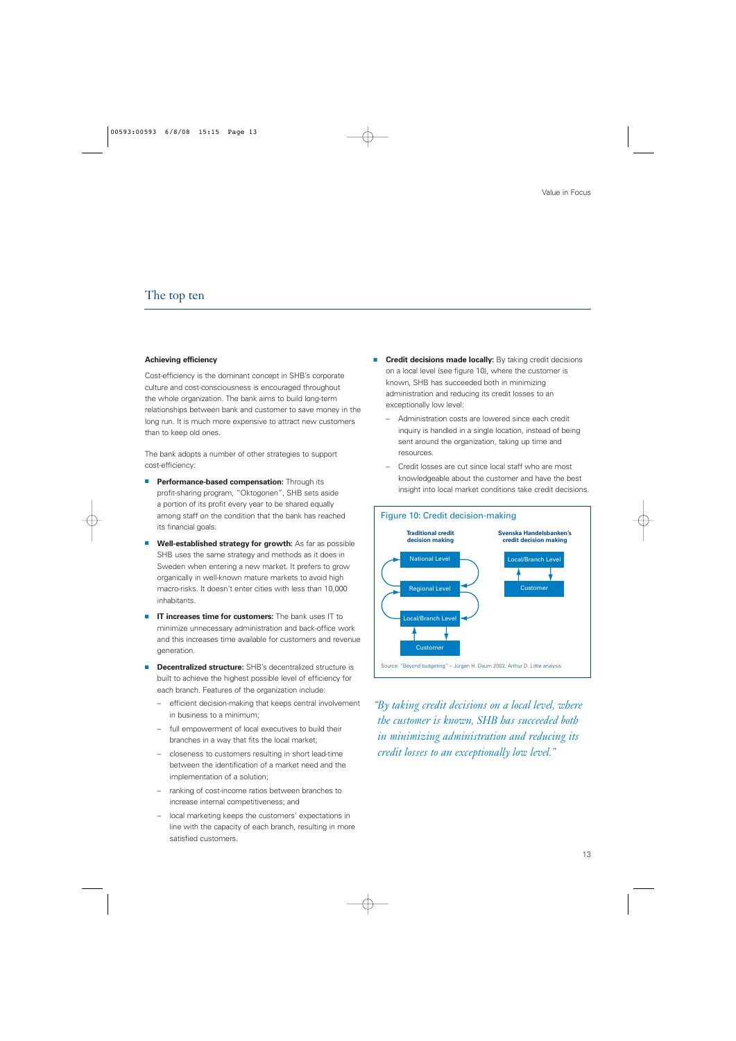## The top ten

### Achieving efficiency

Cost-efficiency is the dominant concept in SHB's corporate culture and cost-consciousness is encouraged throughout the whole organization. The bank aims to build long-term relationships between bank and customer to save money in the long run. It is much more expensive to attract new customers than to keep old ones.

The bank adopts a number of other strategies to support cost-efficiency:

- **Performance-based compensation:** Through its profit-sharing program, "Oktogonen", SHB sets aside a portion of its profit every year to be shared equally among staff on the condition that the bank has reached its financial goals.
- **Well-established strategy for growth:** As far as possible SHB uses the same strategy and methods as it does in Sweden when entering a new market. It prefers to grow organically in well-known mature markets to avoid high macro-risks. It doesn't enter cities with less than 10,000 inhabitants.
- **IT increases time for customers:** The bank uses IT to minimize unnecessary administration and back-office work and this increases time available for customers and revenue generation.
- **Decentralized structure:** SHB's decentralized structure is built to achieve the highest possible level of efficiency for each branch. Features of the organization include:
  - efficient decision-making that keeps central involvement in business to a minimum;
  - full empowerment of local executives to build their branches in a way that fits the local market;
  - closeness to customers resulting in short lead-time between the identification of a market need and the implementation of a solution;
  - ranking of cost-income ratios between branches to increase internal competitiveness; and
  - local marketing keeps the customers' expectations in line with the capacity of each branch, resulting in more satisfied customers.
- **Credit decisions made locally:** By taking credit decisions on a local level (see figure 10), where the customer is known, SHB has succeeded both in minimizing administration and reducing its credit losses to an exceptionally low level:
  - Administration costs are lowered since each credit inquiry is handled in a single location, instead of being sent around the organization, taking up time and resources.
  - Credit losses are cut since local staff who are most knowledgeable about the customer and have the best insight into local market conditions take credit decisions.

Figure 10: Credit decision-making

| Traditional credit decision making | Svenska Handelsbanken's credit decision making |
|---|---|
| National Level | Local/Branch Level |
| Regional Level | Customer |
| Local/Branch Level | |
| Customer | |

Source: "Beyond budgeting" – Jürgen H. Daum 2002, Arthur D. Little analysis

*"By taking credit decisions on a local level, where the customer is known, SHB has succeeded both in minimizing administration and reducing its credit losses to an exceptionally low level."*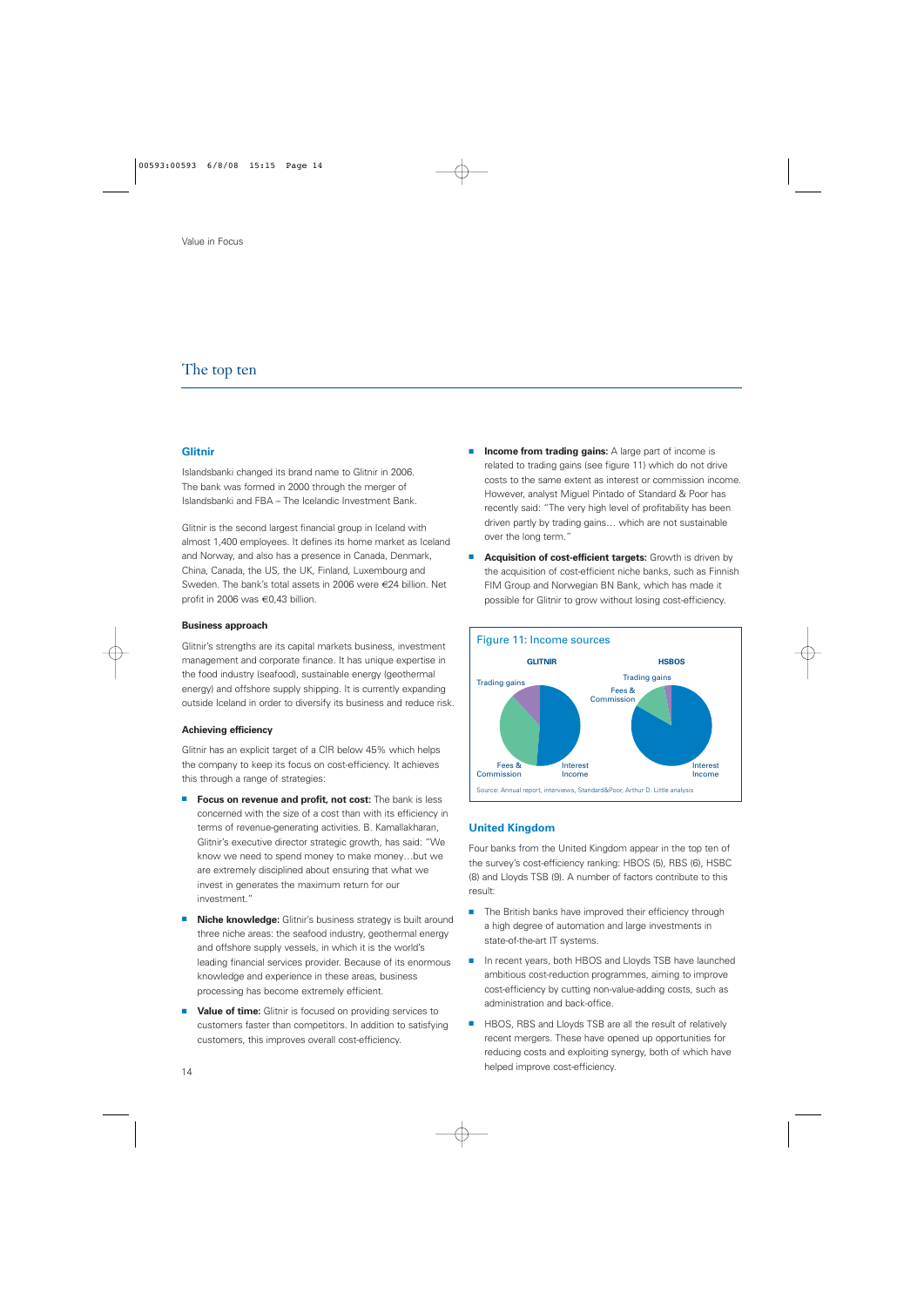## The top ten

### Glitnir

Islandsbanki changed its brand name to Glitnir in 2006. The bank was formed in 2000 through the merger of Islandsbanki and FBA – The Icelandic Investment Bank.

Glitnir is the second largest financial group in Iceland with almost 1,400 employees. It defines its home market as Iceland and Norway, and also has a presence in Canada, Denmark, China, Canada, the US, the UK, Finland, Luxembourg and Sweden. The bank's total assets in 2006 were €24 billion. Net profit in 2006 was €0,43 billion.

#### Business approach

Glitnir's strengths are its capital markets business, investment management and corporate finance. It has unique expertise in the food industry (seafood), sustainable energy (geothermal energy) and offshore supply shipping. It is currently expanding outside Iceland in order to diversify its business and reduce risk.

#### Achieving efficiency

Glitnir has an explicit target of a CIR below 45% which helps the company to keep its focus on cost-efficiency. It achieves this through a range of strategies:

- **Focus on revenue and profit, not cost:** The bank is less concerned with the size of a cost than with its efficiency in terms of revenue-generating activities. B. Kamallakharan, Glitnir's executive director strategic growth, has said: "We know we need to spend money to make money…but we are extremely disciplined about ensuring that what we invest in generates the maximum return for our investment."
- **Niche knowledge:** Glitnir's business strategy is built around three niche areas: the seafood industry, geothermal energy and offshore supply vessels, in which it is the world's leading financial services provider. Because of its enormous knowledge and experience in these areas, business processing has become extremely efficient.
- **Value of time:** Glitnir is focused on providing services to customers faster than competitors. In addition to satisfying customers, this improves overall cost-efficiency.
- **Income from trading gains:** A large part of income is related to trading gains (see figure 11) which do not drive costs to the same extent as interest or commission income. However, analyst Miguel Pintado of Standard & Poor has recently said: "The very high level of profitability has been driven partly by trading gains… which are not sustainable over the long term."
- **Acquisition of cost-efficient targets:** Growth is driven by the acquisition of cost-efficient niche banks, such as Finnish FIM Group and Norwegian BN Bank, which has made it possible for Glitnir to grow without losing cost-efficiency.

**Figure 11: Income sources**

GLITNIR: Trading gains; Fees & Commission; Interest Income

HSBOS: Trading gains; Fees & Commission; Interest Income

Source: Annual report, interviews, Standard&Poor, Arthur D. Little analysis

### United Kingdom

Four banks from the United Kingdom appear in the top ten of the survey's cost-efficiency ranking: HBOS (5), RBS (6), HSBC (8) and Lloyds TSB (9). A number of factors contribute to this result:

- The British banks have improved their efficiency through a high degree of automation and large investments in state-of-the-art IT systems.
- In recent years, both HBOS and Lloyds TSB have launched ambitious cost-reduction programmes, aiming to improve cost-efficiency by cutting non-value-adding costs, such as administration and back-office.
- HBOS, RBS and Lloyds TSB are all the result of relatively recent mergers. These have opened up opportunities for reducing costs and exploiting synergy, both of which have helped improve cost-efficiency.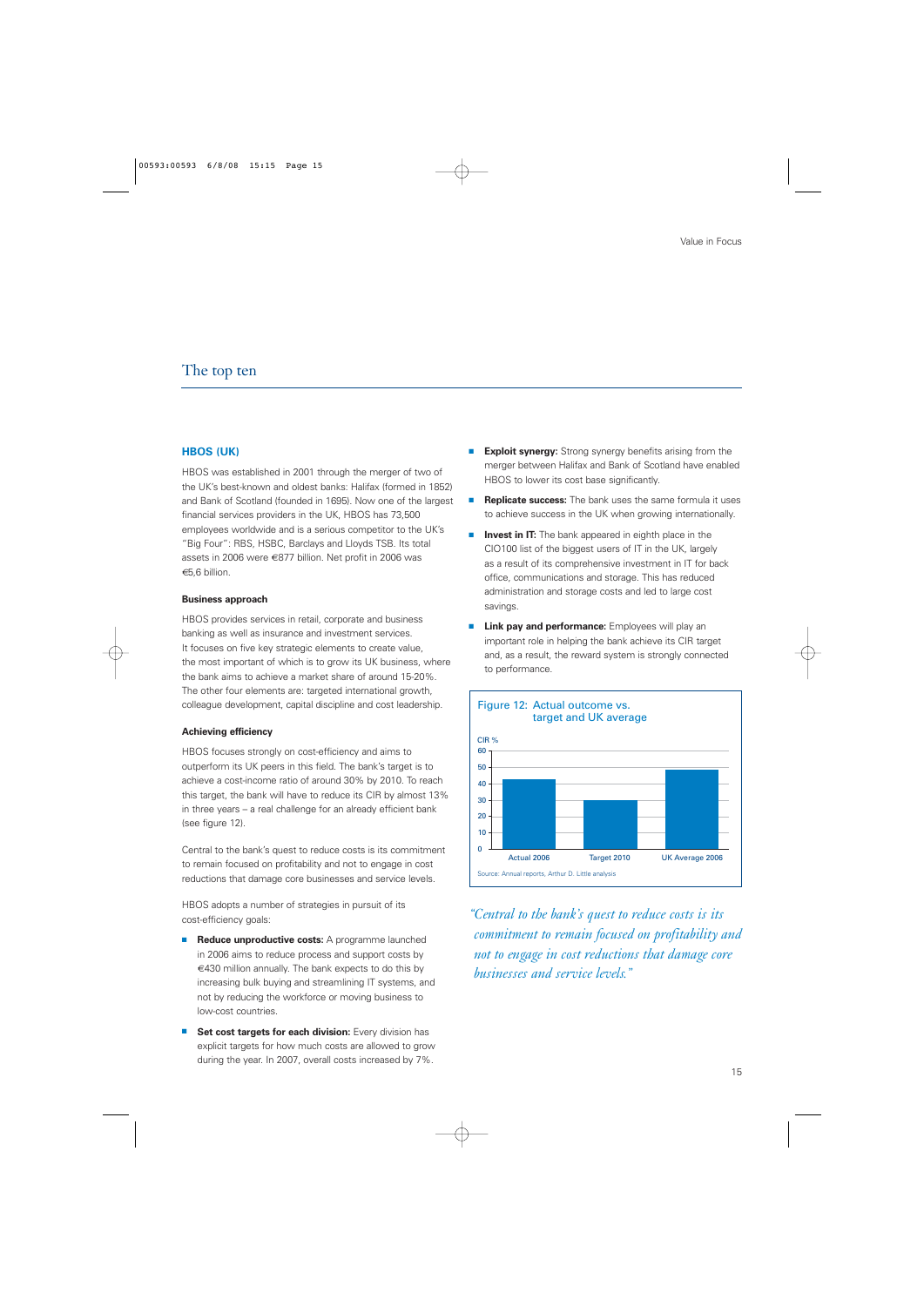## The top ten

### HBOS (UK)

HBOS was established in 2001 through the merger of two of the UK's best-known and oldest banks: Halifax (formed in 1852) and Bank of Scotland (founded in 1695). Now one of the largest financial services providers in the UK, HBOS has 73,500 employees worldwide and is a serious competitor to the UK's "Big Four": RBS, HSBC, Barclays and Lloyds TSB. Its total assets in 2006 were €877 billion. Net profit in 2006 was €5,6 billion.

#### Business approach

HBOS provides services in retail, corporate and business banking as well as insurance and investment services. It focuses on five key strategic elements to create value, the most important of which is to grow its UK business, where the bank aims to achieve a market share of around 15-20%. The other four elements are: targeted international growth, colleague development, capital discipline and cost leadership.

#### Achieving efficiency

HBOS focuses strongly on cost-efficiency and aims to outperform its UK peers in this field. The bank's target is to achieve a cost-income ratio of around 30% by 2010. To reach this target, the bank will have to reduce its CIR by almost 13% in three years – a real challenge for an already efficient bank (see figure 12).

Central to the bank's quest to reduce costs is its commitment to remain focused on profitability and not to engage in cost reductions that damage core businesses and service levels.

HBOS adopts a number of strategies in pursuit of its cost-efficiency goals:

- **Reduce unproductive costs:** A programme launched in 2006 aims to reduce process and support costs by €430 million annually. The bank expects to do this by increasing bulk buying and streamlining IT systems, and not by reducing the workforce or moving business to low-cost countries.
- **Set cost targets for each division:** Every division has explicit targets for how much costs are allowed to grow during the year. In 2007, overall costs increased by 7%.
- **Exploit synergy:** Strong synergy benefits arising from the merger between Halifax and Bank of Scotland have enabled HBOS to lower its cost base significantly.
- **Replicate success:** The bank uses the same formula it uses to achieve success in the UK when growing internationally.
- **Invest in IT:** The bank appeared in eighth place in the CIO100 list of the biggest users of IT in the UK, largely as a result of its comprehensive investment in IT for back office, communications and storage. This has reduced administration and storage costs and led to large cost savings.
- **Link pay and performance:** Employees will play an important role in helping the bank achieve its CIR target and, as a result, the reward system is strongly connected to performance.

**Figure 12: Actual outcome vs. target and UK average**

| | CIR % |
|---|---|
| Actual 2006 | ~43 |
| Target 2010 | ~30 |
| UK Average 2006 | ~48 |

Source: Annual reports, Arthur D. Little analysis

*"Central to the bank's quest to reduce costs is its commitment to remain focused on profitability and not to engage in cost reductions that damage core businesses and service levels."*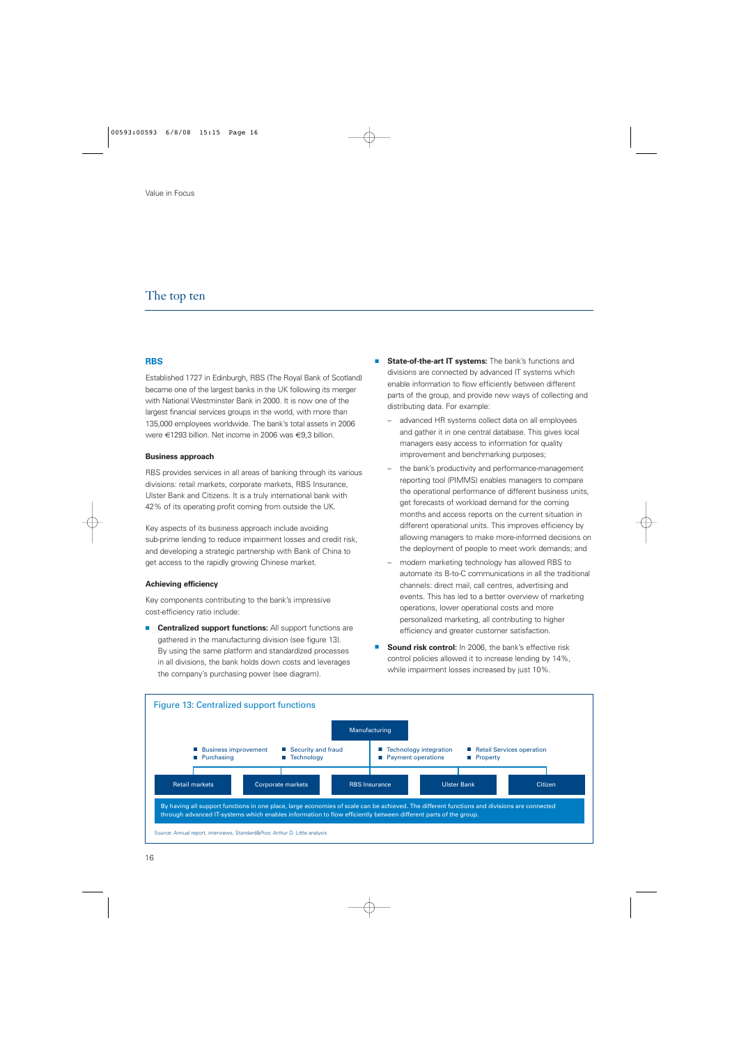# The top ten

## RBS

Established 1727 in Edinburgh, RBS (The Royal Bank of Scotland) became one of the largest banks in the UK following its merger with National Westminster Bank in 2000. It is now one of the largest financial services groups in the world, with more than 135,000 employees worldwide. The bank's total assets in 2006 were €1293 billion. Net income in 2006 was €9,3 billion.

### Business approach

RBS provides services in all areas of banking through its various divisions: retail markets, corporate markets, RBS Insurance, Ulster Bank and Citizens. It is a truly international bank with 42% of its operating profit coming from outside the UK.

Key aspects of its business approach include avoiding sub-prime lending to reduce impairment losses and credit risk, and developing a strategic partnership with Bank of China to get access to the rapidly growing Chinese market.

### Achieving efficiency

Key components contributing to the bank's impressive cost-efficiency ratio include:

- **Centralized support functions:** All support functions are gathered in the manufacturing division (see figure 13). By using the same platform and standardized processes in all divisions, the bank holds down costs and leverages the company's purchasing power (see diagram).
- **State-of-the-art IT systems:** The bank's functions and divisions are connected by advanced IT systems which enable information to flow efficiently between different parts of the group, and provide new ways of collecting and distributing data. For example:
  - advanced HR systems collect data on all employees and gather it in one central database. This gives local managers easy access to information for quality improvement and benchmarking purposes;
  - the bank's productivity and performance-management reporting tool (PIMMS) enables managers to compare the operational performance of different business units, get forecasts of workload demand for the coming months and access reports on the current situation in different operational units. This improves efficiency by allowing managers to make more-informed decisions on the deployment of people to meet work demands; and
  - modern marketing technology has allowed RBS to automate its B-to-C communications in all the traditional channels: direct mail, call centres, advertising and events. This has led to a better overview of marketing operations, lower operational costs and more personalized marketing, all contributing to higher efficiency and greater customer satisfaction.
- **Sound risk control:** In 2006, the bank's effective risk control policies allowed it to increase lending by 14%, while impairment losses increased by just 10%.

Figure 13: Centralized support functions

Manufacturing

- Business improvement
- Purchasing
- Security and fraud
- Technology
- Technology integration
- Payment operations
- Retail Services operation
- Property

Retail markets | Corporate markets | RBS Insurance | Ulster Bank | Citizen

By having all support functions in one place, large economies of scale can be achieved. The different functions and divisions are connected through advanced IT-systems which enables information to flow efficiently between different parts of the group.

Source: Annual report, interviews, Standard&Poor, Arthur D. Little analysis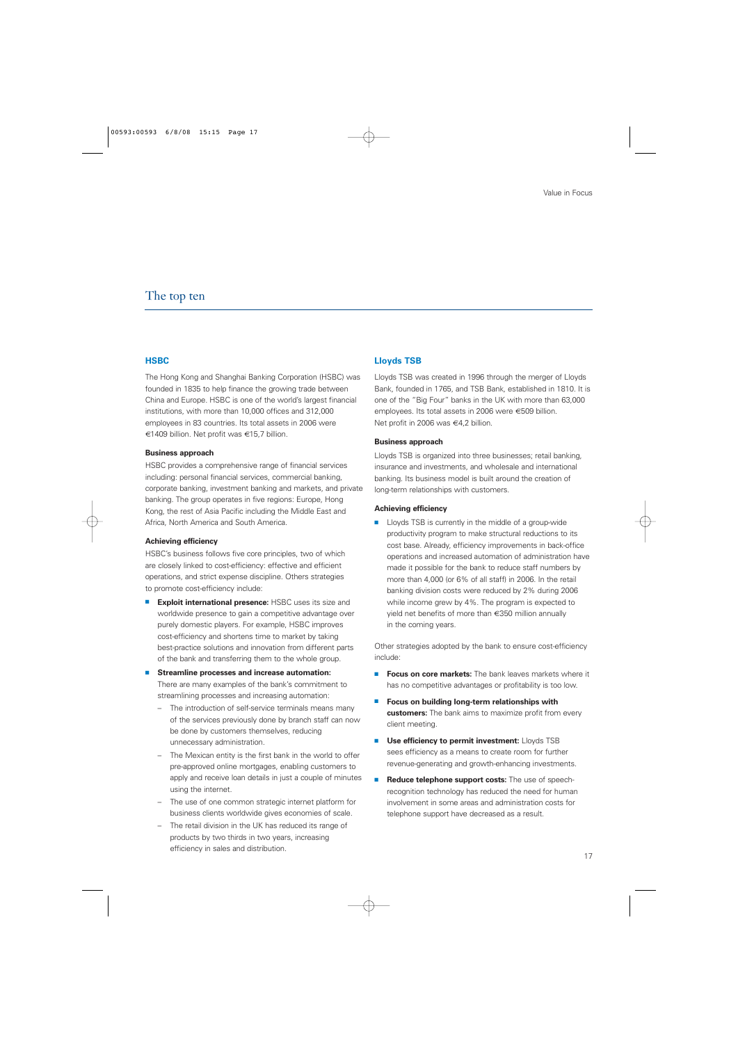# The top ten

## HSBC

The Hong Kong and Shanghai Banking Corporation (HSBC) was founded in 1835 to help finance the growing trade between China and Europe. HSBC is one of the world's largest financial institutions, with more than 10,000 offices and 312,000 employees in 83 countries. Its total assets in 2006 were €1409 billion. Net profit was €15,7 billion.

### Business approach

HSBC provides a comprehensive range of financial services including: personal financial services, commercial banking, corporate banking, investment banking and markets, and private banking. The group operates in five regions: Europe, Hong Kong, the rest of Asia Pacific including the Middle East and Africa, North America and South America.

### Achieving efficiency

HSBC's business follows five core principles, two of which are closely linked to cost-efficiency: effective and efficient operations, and strict expense discipline. Others strategies to promote cost-efficiency include:

- **Exploit international presence:** HSBC uses its size and worldwide presence to gain a competitive advantage over purely domestic players. For example, HSBC improves cost-efficiency and shortens time to market by taking best-practice solutions and innovation from different parts of the bank and transferring them to the whole group.
- **Streamline processes and increase automation:** There are many examples of the bank's commitment to streamlining processes and increasing automation:
  - The introduction of self-service terminals means many of the services previously done by branch staff can now be done by customers themselves, reducing unnecessary administration.
  - The Mexican entity is the first bank in the world to offer pre-approved online mortgages, enabling customers to apply and receive loan details in just a couple of minutes using the internet.
  - The use of one common strategic internet platform for business clients worldwide gives economies of scale.
  - The retail division in the UK has reduced its range of products by two thirds in two years, increasing efficiency in sales and distribution.

## Lloyds TSB

Lloyds TSB was created in 1996 through the merger of Lloyds Bank, founded in 1765, and TSB Bank, established in 1810. It is one of the "Big Four" banks in the UK with more than 63,000 employees. Its total assets in 2006 were €509 billion. Net profit in 2006 was €4,2 billion.

### Business approach

Lloyds TSB is organized into three businesses; retail banking, insurance and investments, and wholesale and international banking. Its business model is built around the creation of long-term relationships with customers.

### Achieving efficiency

- Lloyds TSB is currently in the middle of a group-wide productivity program to make structural reductions to its cost base. Already, efficiency improvements in back-office operations and increased automation of administration have made it possible for the bank to reduce staff numbers by more than 4,000 (or 6% of all staff) in 2006. In the retail banking division costs were reduced by 2% during 2006 while income grew by 4%. The program is expected to yield net benefits of more than €350 million annually in the coming years.

Other strategies adopted by the bank to ensure cost-efficiency include:

- **Focus on core markets:** The bank leaves markets where it has no competitive advantages or profitability is too low.
- **Focus on building long-term relationships with customers:** The bank aims to maximize profit from every client meeting.
- **Use efficiency to permit investment:** Lloyds TSB sees efficiency as a means to create room for further revenue-generating and growth-enhancing investments.
- **Reduce telephone support costs:** The use of speech-recognition technology has reduced the need for human involvement in some areas and administration costs for telephone support have decreased as a result.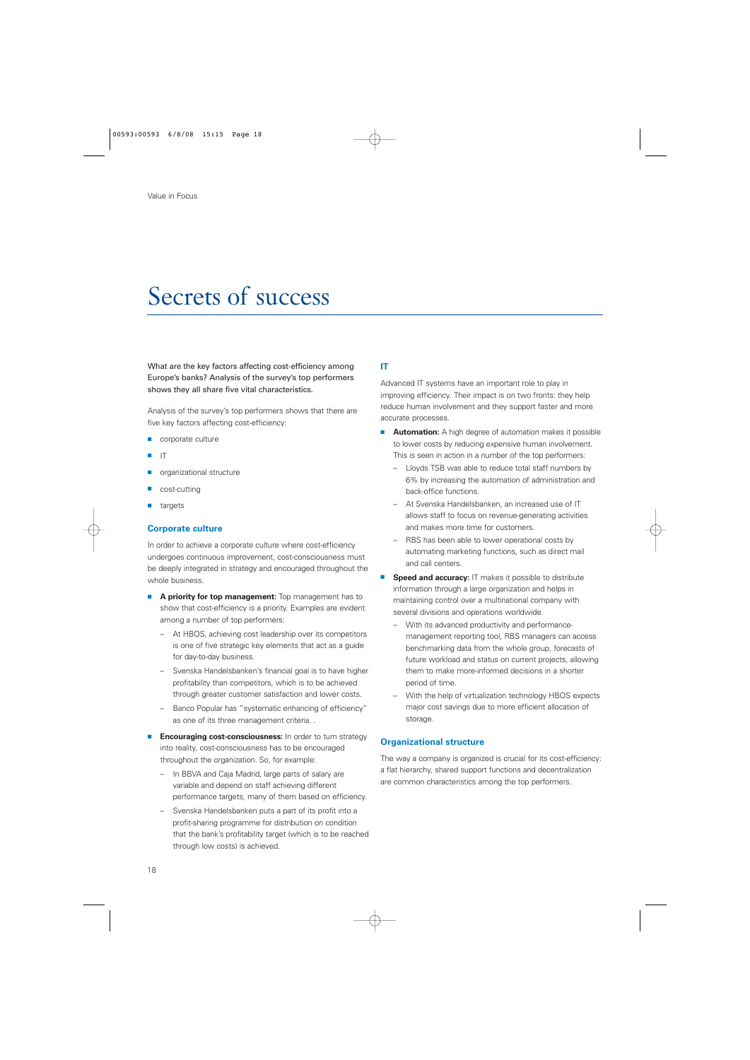# Secrets of success

**What are the key factors affecting cost-efficiency among Europe's banks? Analysis of the survey's top performers shows they all share five vital characteristics.**

Analysis of the survey's top performers shows that there are five key factors affecting cost-efficiency:

- corporate culture
- IT
- organizational structure
- cost-cutting
- targets

### Corporate culture

In order to achieve a corporate culture where cost-efficiency undergoes continuous improvement, cost-consciousness must be deeply integrated in strategy and encouraged throughout the whole business.

- **A priority for top management:** Top management has to show that cost-efficiency is a priority. Examples are evident among a number of top performers:
  - At HBOS, achieving cost leadership over its competitors is one of five strategic key elements that act as a guide for day-to-day business.
  - Svenska Handelsbanken's financial goal is to have higher profitability than competitors, which is to be achieved through greater customer satisfaction and lower costs.
  - Banco Popular has "systematic enhancing of efficiency" as one of its three management criteria. .
- **Encouraging cost-consciousness:** In order to turn strategy into reality, cost-consciousness has to be encouraged throughout the organization. So, for example:
  - In BBVA and Caja Madrid, large parts of salary are variable and depend on staff achieving different performance targets, many of them based on efficiency.
  - Svenska Handelsbanken puts a part of its profit into a profit-sharing programme for distribution on condition that the bank's profitability target (which is to be reached through low costs) is achieved.

### IT

Advanced IT systems have an important role to play in improving efficiency. Their impact is on two fronts: they help reduce human involvement and they support faster and more accurate processes.

- **Automation:** A high degree of automation makes it possible to lower costs by reducing expensive human involvement. This is seen in action in a number of the top performers:
  - Lloyds TSB was able to reduce total staff numbers by 6% by increasing the automation of administration and back-office functions.
  - At Svenska Handelsbanken, an increased use of IT allows staff to focus on revenue-generating activities and makes more time for customers.
  - RBS has been able to lower operational costs by automating marketing functions, such as direct mail and call centers.
- **Speed and accuracy:** IT makes it possible to distribute information through a large organization and helps in maintaining control over a multinational company with several divisions and operations worldwide.
  - With its advanced productivity and performance-management reporting tool, RBS managers can access benchmarking data from the whole group, forecasts of future workload and status on current projects, allowing them to make more-informed decisions in a shorter period of time.
  - With the help of virtualization technology HBOS expects major cost savings due to more efficient allocation of storage.

### Organizational structure

The way a company is organized is crucial for its cost-efficiency: a flat hierarchy, shared support functions and decentralization are common characteristics among the top performers.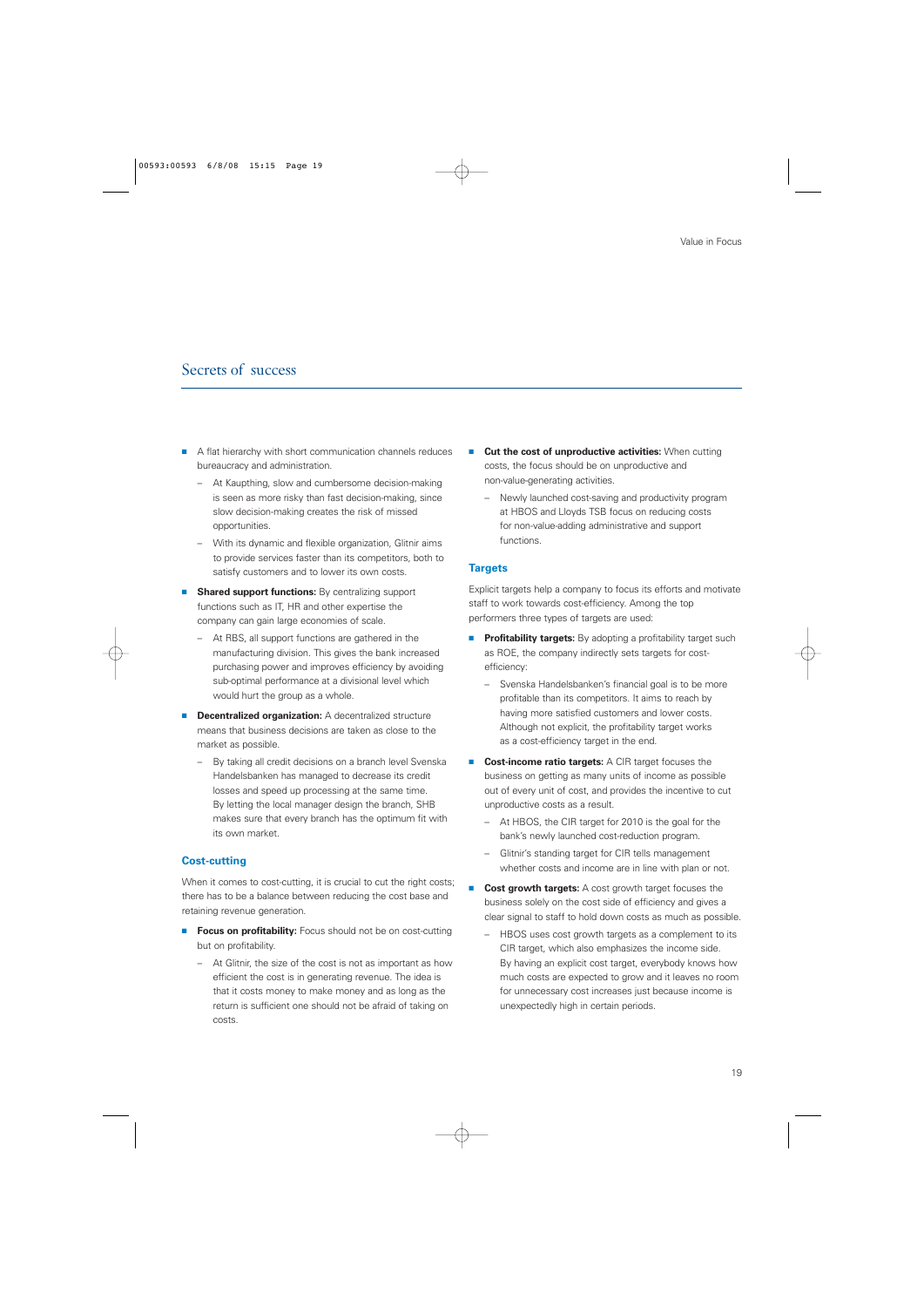## Secrets of success

- A flat hierarchy with short communication channels reduces bureaucracy and administration.
  - At Kaupthing, slow and cumbersome decision-making is seen as more risky than fast decision-making, since slow decision-making creates the risk of missed opportunities.
  - With its dynamic and flexible organization, Glitnir aims to provide services faster than its competitors, both to satisfy customers and to lower its own costs.
- **Shared support functions:** By centralizing support functions such as IT, HR and other expertise the company can gain large economies of scale.
  - At RBS, all support functions are gathered in the manufacturing division. This gives the bank increased purchasing power and improves efficiency by avoiding sub-optimal performance at a divisional level which would hurt the group as a whole.
- **Decentralized organization:** A decentralized structure means that business decisions are taken as close to the market as possible.
  - By taking all credit decisions on a branch level Svenska Handelsbanken has managed to decrease its credit losses and speed up processing at the same time. By letting the local manager design the branch, SHB makes sure that every branch has the optimum fit with its own market.

### Cost-cutting

When it comes to cost-cutting, it is crucial to cut the right costs; there has to be a balance between reducing the cost base and retaining revenue generation.

- **Focus on profitability:** Focus should not be on cost-cutting but on profitability.
  - At Glitnir, the size of the cost is not as important as how efficient the cost is in generating revenue. The idea is that it costs money to make money and as long as the return is sufficient one should not be afraid of taking on costs.
- **Cut the cost of unproductive activities:** When cutting costs, the focus should be on unproductive and non-value-generating activities.
  - Newly launched cost-saving and productivity program at HBOS and Lloyds TSB focus on reducing costs for non-value-adding administrative and support functions.

### Targets

Explicit targets help a company to focus its efforts and motivate staff to work towards cost-efficiency. Among the top performers three types of targets are used:

- **Profitability targets:** By adopting a profitability target such as ROE, the company indirectly sets targets for cost-efficiency:
  - Svenska Handelsbanken's financial goal is to be more profitable than its competitors. It aims to reach by having more satisfied customers and lower costs. Although not explicit, the profitability target works as a cost-efficiency target in the end.
- **Cost-income ratio targets:** A CIR target focuses the business on getting as many units of income as possible out of every unit of cost, and provides the incentive to cut unproductive costs as a result.
  - At HBOS, the CIR target for 2010 is the goal for the bank's newly launched cost-reduction program.
  - Glitnir's standing target for CIR tells management whether costs and income are in line with plan or not.
- **Cost growth targets:** A cost growth target focuses the business solely on the cost side of efficiency and gives a clear signal to staff to hold down costs as much as possible.
  - HBOS uses cost growth targets as a complement to its CIR target, which also emphasizes the income side. By having an explicit cost target, everybody knows how much costs are expected to grow and it leaves no room for unnecessary cost increases just because income is unexpectedly high in certain periods.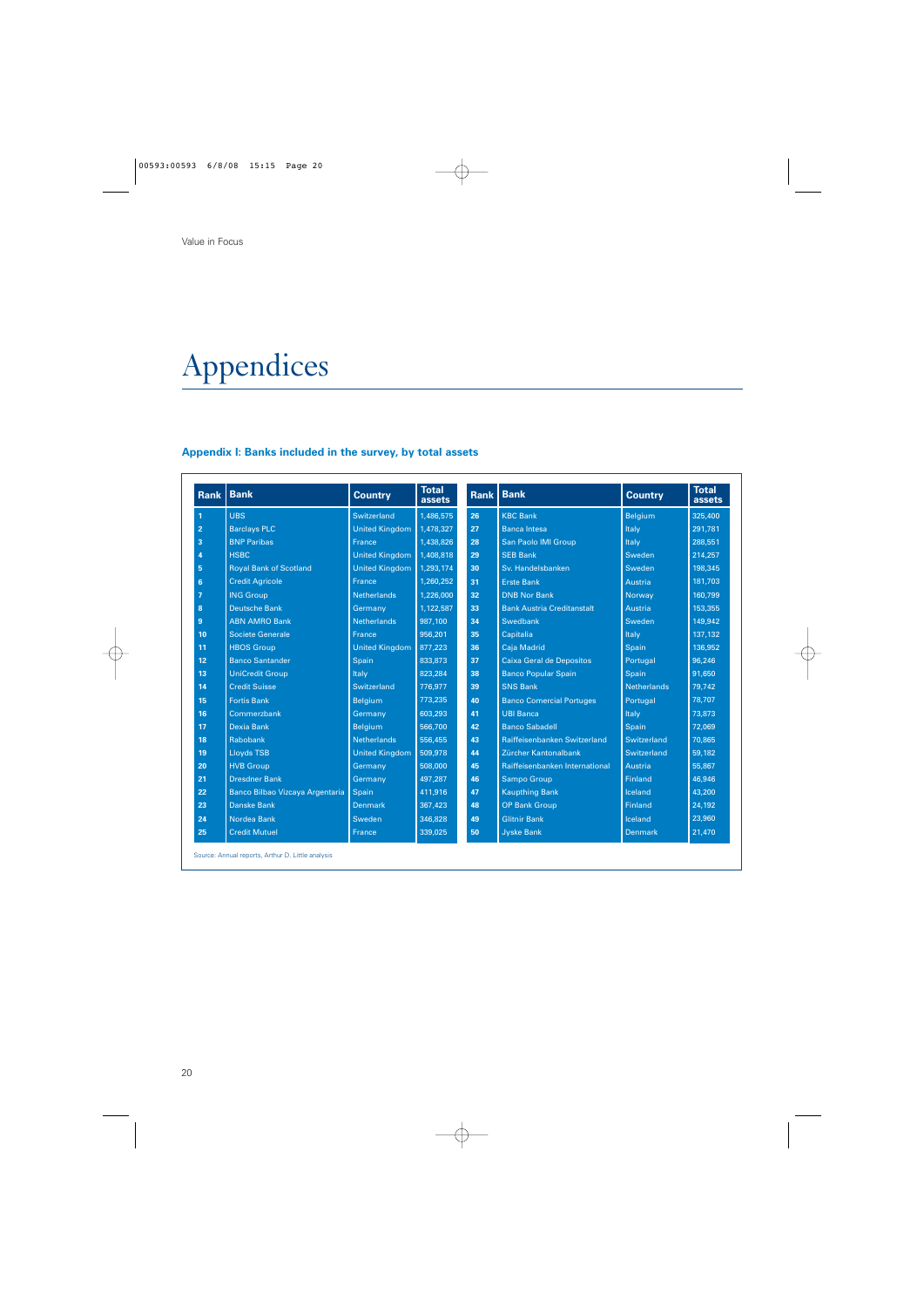# Appendices

### Appendix I: Banks included in the survey, by total assets

| Rank | Bank | Country | Total assets | Rank | Bank | Country | Total assets |
|---|---|---|---|---|---|---|---|
| 1 | UBS | Switzerland | 1,486,575 | 26 | KBC Bank | Belgium | 325,400 |
| 2 | Barclays PLC | United Kingdom | 1,478,327 | 27 | Banca Intesa | Italy | 291,781 |
| 3 | BNP Paribas | France | 1,438,826 | 28 | San Paolo IMI Group | Italy | 288,551 |
| 4 | HSBC | United Kingdom | 1,408,818 | 29 | SEB Bank | Sweden | 214,257 |
| 5 | Royal Bank of Scotland | United Kingdom | 1,293,174 | 30 | Sv. Handelsbanken | Sweden | 198,345 |
| 6 | Credit Agricole | France | 1,260,252 | 31 | Erste Bank | Austria | 181,703 |
| 7 | ING Group | Netherlands | 1,226,000 | 32 | DNB Nor Bank | Norway | 160,799 |
| 8 | Deutsche Bank | Germany | 1,122,587 | 33 | Bank Austria Creditanstalt | Austria | 153,355 |
| 9 | ABN AMRO Bank | Netherlands | 987,100 | 34 | Swedbank | Sweden | 149,942 |
| 10 | Societe Generale | France | 956,201 | 35 | Capitalia | Italy | 137,132 |
| 11 | HBOS Group | United Kingdom | 877,223 | 36 | Caja Madrid | Spain | 136,952 |
| 12 | Banco Santander | Spain | 833,873 | 37 | Caixa Geral de Depositos | Portugal | 96,246 |
| 13 | UniCredit Group | Italy | 823,284 | 38 | Banco Popular Spain | Spain | 91,650 |
| 14 | Credit Suisse | Switzerland | 776,977 | 39 | SNS Bank | Netherlands | 79,742 |
| 15 | Fortis Bank | Belgium | 773,235 | 40 | Banco Comercial Portuges | Portugal | 78,707 |
| 16 | Commerzbank | Germany | 603,293 | 41 | UBI Banca | Italy | 73,873 |
| 17 | Dexia Bank | Belgium | 566,700 | 42 | Banco Sabadell | Spain | 72,069 |
| 18 | Rabobank | Netherlands | 556,455 | 43 | Raiffeisenbanken Switzerland | Switzerland | 70,865 |
| 19 | Lloyds TSB | United Kingdom | 509,978 | 44 | Zürcher Kantonalbank | Switzerland | 59,182 |
| 20 | HVB Group | Germany | 508,000 | 45 | Raiffeisenbanken International | Austria | 55,867 |
| 21 | Dresdner Bank | Germany | 497,287 | 46 | Sampo Group | Finland | 46,946 |
| 22 | Banco Bilbao Vizcaya Argentaria | Spain | 411,916 | 47 | Kaupthing Bank | Iceland | 43,200 |
| 23 | Danske Bank | Denmark | 367,423 | 48 | OP Bank Group | Finland | 24,192 |
| 24 | Nordea Bank | Sweden | 346,828 | 49 | Glitnir Bank | Iceland | 23,960 |
| 25 | Credit Mutuel | France | 339,025 | 50 | Jyske Bank | Denmark | 21,470 |

Source: Annual reports, Arthur D. Little analysis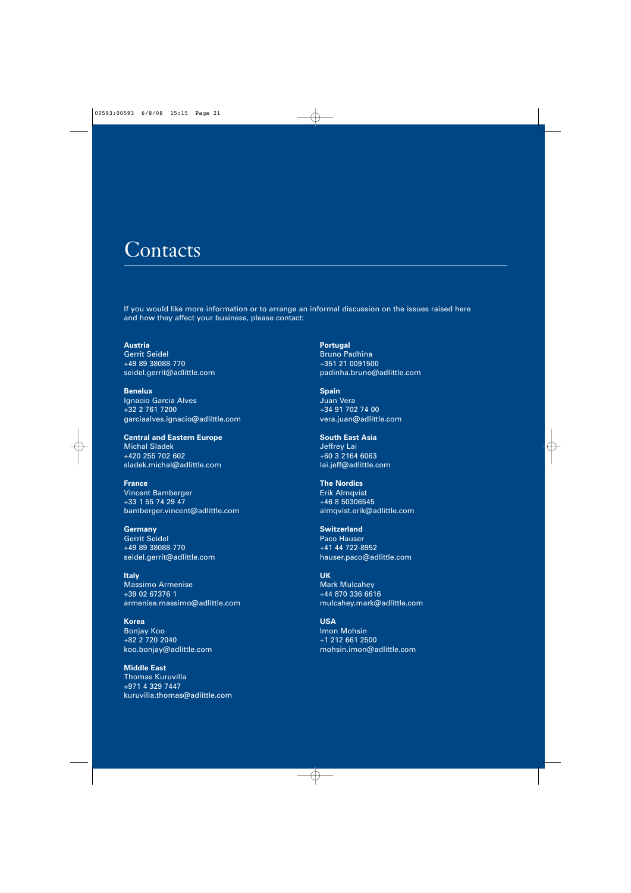# Contacts

If you would like more information or to arrange an informal discussion on the issues raised here and how they affect your business, please contact:

**Austria**
Gerrit Seidel
+49 89 38088-770
seidel.gerrit@adlittle.com

**Benelux**
Ignacio Garcia Alves
+32 2 761 7200
garciaalves.ignacio@adlittle.com

**Central and Eastern Europe**
Michal Sladek
+420 255 702 602
sladek.michal@adlittle.com

**France**
Vincent Bamberger
+33 1 55 74 29 47
bamberger.vincent@adlittle.com

**Germany**
Gerrit Seidel
+49 89 38088-770
seidel.gerrit@adlittle.com

**Italy**
Massimo Armenise
+39 02 67376 1
armenise.massimo@adlittle.com

**Korea**
Bonjay Koo
+82 2 720 2040
koo.bonjay@adlittle.com

**Middle East**
Thomas Kuruvilla
+971 4 329 7447
kuruvilla.thomas@adlittle.com

**Portugal**
Bruno Padhina
+351 21 0091500
padinha.bruno@adlittle.com

**Spain**
Juan Vera
+34 91 702 74 00
vera.juan@adlittle.com

**South East Asia**
Jeffrey Lai
+60 3 2164 6063
lai.jeff@adlittle.com

**The Nordics**
Erik Almqvist
+46 8 50306545
almqvist.erik@adlittle.com

**Switzerland**
Paco Hauser
+41 44 722-8952
hauser.paco@adlittle.com

**UK**
Mark Mulcahey
+44 870 336 6616
mulcahey.mark@adlittle.com

**USA**
Imon Mohsin
+1 212 661 2500
mohsin.imon@adlittle.com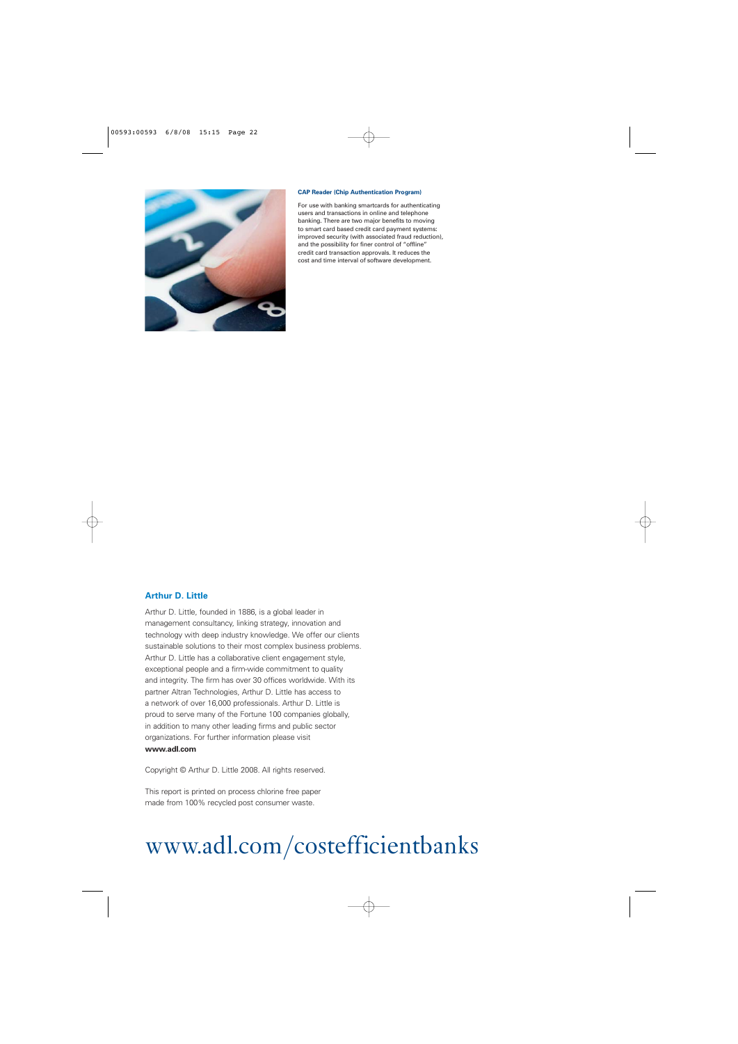**CAP Reader (Chip Authentication Program)**

For use with banking smartcards for authenticating users and transactions in online and telephone banking. There are two major benefits to moving to smart card based credit card payment systems: improved security (with associated fraud reduction), and the possibility for finer control of "offline" credit card transaction approvals. It reduces the cost and time interval of software development.

### Arthur D. Little

Arthur D. Little, founded in 1886, is a global leader in management consultancy, linking strategy, innovation and technology with deep industry knowledge. We offer our clients sustainable solutions to their most complex business problems. Arthur D. Little has a collaborative client engagement style, exceptional people and a firm-wide commitment to quality and integrity. The firm has over 30 offices worldwide. With its partner Altran Technologies, Arthur D. Little has access to a network of over 16,000 professionals. Arthur D. Little is proud to serve many of the Fortune 100 companies globally, in addition to many other leading firms and public sector organizations. For further information please visit **www.adl.com**

Copyright © Arthur D. Little 2008. All rights reserved.

This report is printed on process chlorine free paper made from 100% recycled post consumer waste.

# www.adl.com/costefficientbanks